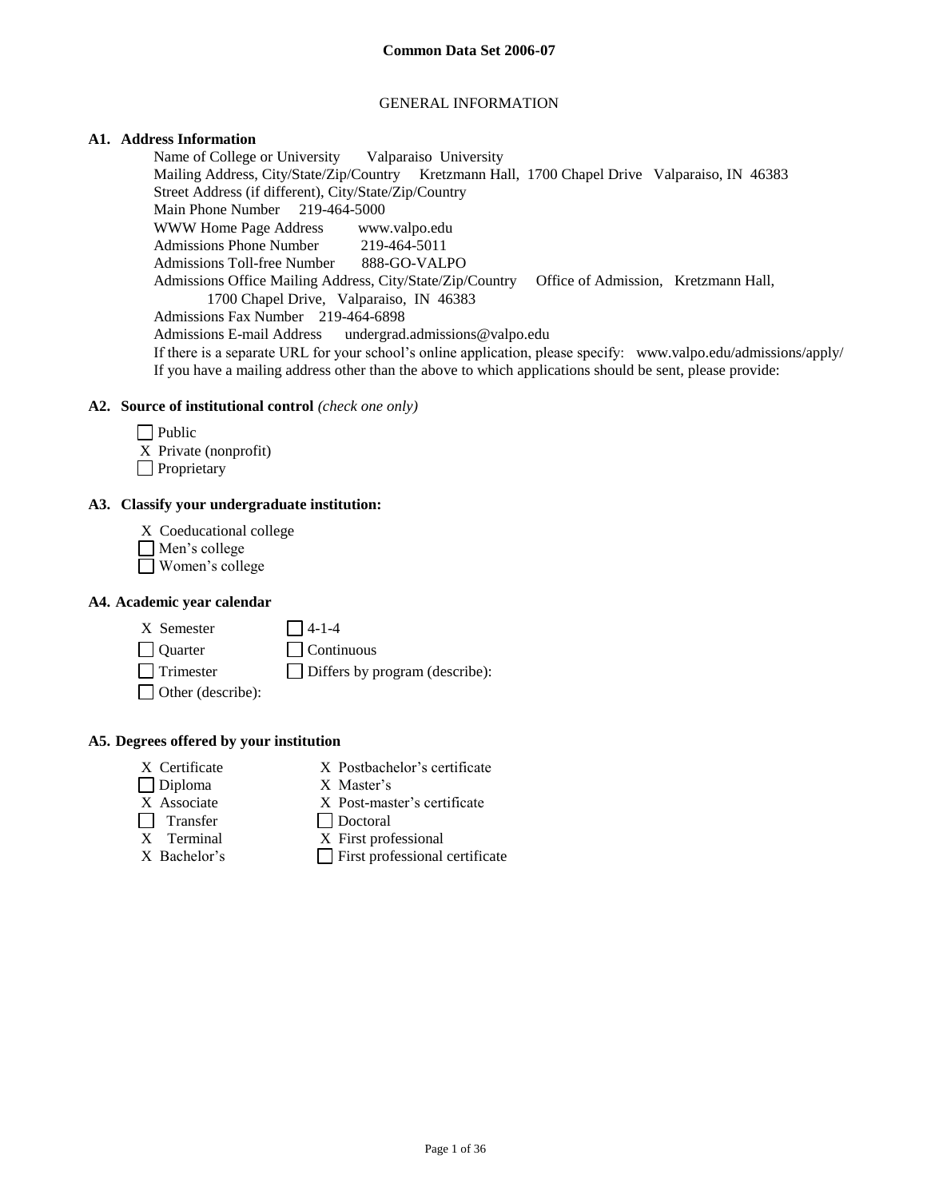# Common Data Set 2006-07

## GENERAL INFORMATION

### A1. Address Information

Name of College or University Valparaiso University
Mailing Address, City/State/Zip/Country Kretzmann Hall, 1700 Chapel Drive Valparaiso, IN 46383
Street Address (if different), City/State/Zip/Country
Main Phone Number 219-464-5000
WWW Home Page Address www.valpo.edu
Admissions Phone Number 219-464-5011
Admissions Toll-free Number 888-GO-VALPO
Admissions Office Mailing Address, City/State/Zip/Country Office of Admission, Kretzmann Hall, 1700 Chapel Drive, Valparaiso, IN 46383
Admissions Fax Number 219-464-6898
Admissions E-mail Address undergrad.admissions@valpo.edu
If there is a separate URL for your school's online application, please specify: www.valpo.edu/admissions/apply/
If you have a mailing address other than the above to which applications should be sent, please provide:

### A2. Source of institutional control *(check one only)*

- ☐ Public
- X Private (nonprofit)
- ☐ Proprietary

### A3. Classify your undergraduate institution:

- X Coeducational college
- ☐ Men's college
- ☐ Women's college

### A4. Academic year calendar

- X Semester
- ☐ 4-1-4
- ☐ Quarter
- ☐ Continuous
- ☐ Trimester
- ☐ Differs by program (describe):
- ☐ Other (describe):

### A5. Degrees offered by your institution

- X Certificate
- ☐ Diploma
- X Associate
- ☐ Transfer
- X Terminal
- X Bachelor's
- X Postbachelor's certificate
- X Master's
- X Post-master's certificate
- ☐ Doctoral
- X First professional
- ☐ First professional certificate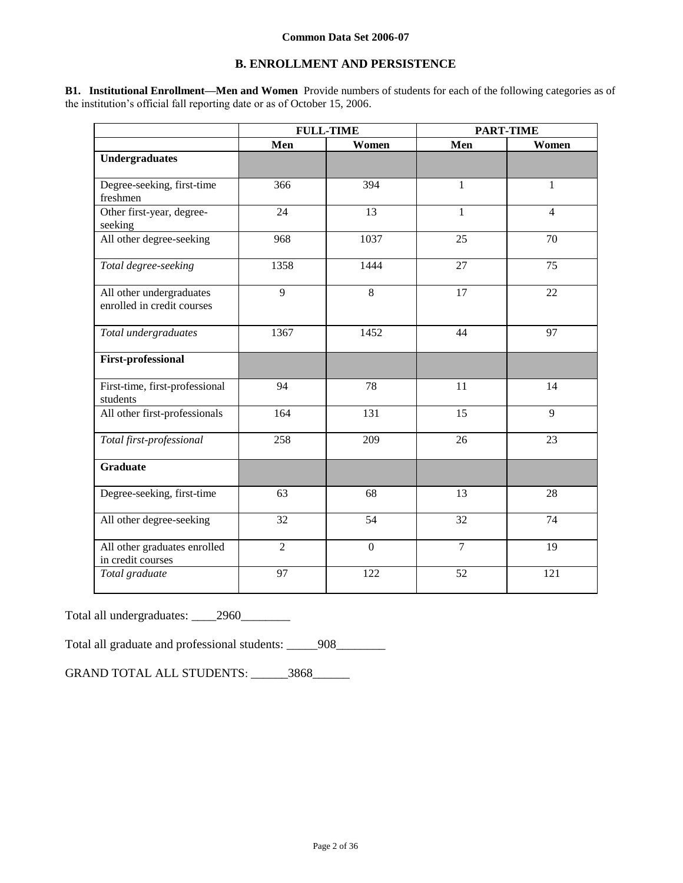## B. ENROLLMENT AND PERSISTENCE

**B1. Institutional Enrollment—Men and Women** Provide numbers of students for each of the following categories as of the institution's official fall reporting date or as of October 15, 2006.

| | FULL-TIME | | PART-TIME | |
|---|---|---|---|---|
| | **Men** | **Women** | **Men** | **Women** |
| **Undergraduates** | | | | |
| Degree-seeking, first-time freshmen | 366 | 394 | 1 | 1 |
| Other first-year, degree-seeking | 24 | 13 | 1 | 4 |
| All other degree-seeking | 968 | 1037 | 25 | 70 |
| *Total degree-seeking* | 1358 | 1444 | 27 | 75 |
| All other undergraduates enrolled in credit courses | 9 | 8 | 17 | 22 |
| *Total undergraduates* | 1367 | 1452 | 44 | 97 |
| **First-professional** | | | | |
| First-time, first-professional students | 94 | 78 | 11 | 14 |
| All other first-professionals | 164 | 131 | 15 | 9 |
| *Total first-professional* | 258 | 209 | 26 | 23 |
| **Graduate** | | | | |
| Degree-seeking, first-time | 63 | 68 | 13 | 28 |
| All other degree-seeking | 32 | 54 | 32 | 74 |
| All other graduates enrolled in credit courses | 2 | 0 | 7 | 19 |
| *Total graduate* | 97 | 122 | 52 | 121 |

Total all undergraduates: ____2960________

Total all graduate and professional students: _____908________

GRAND TOTAL ALL STUDENTS: ______3868______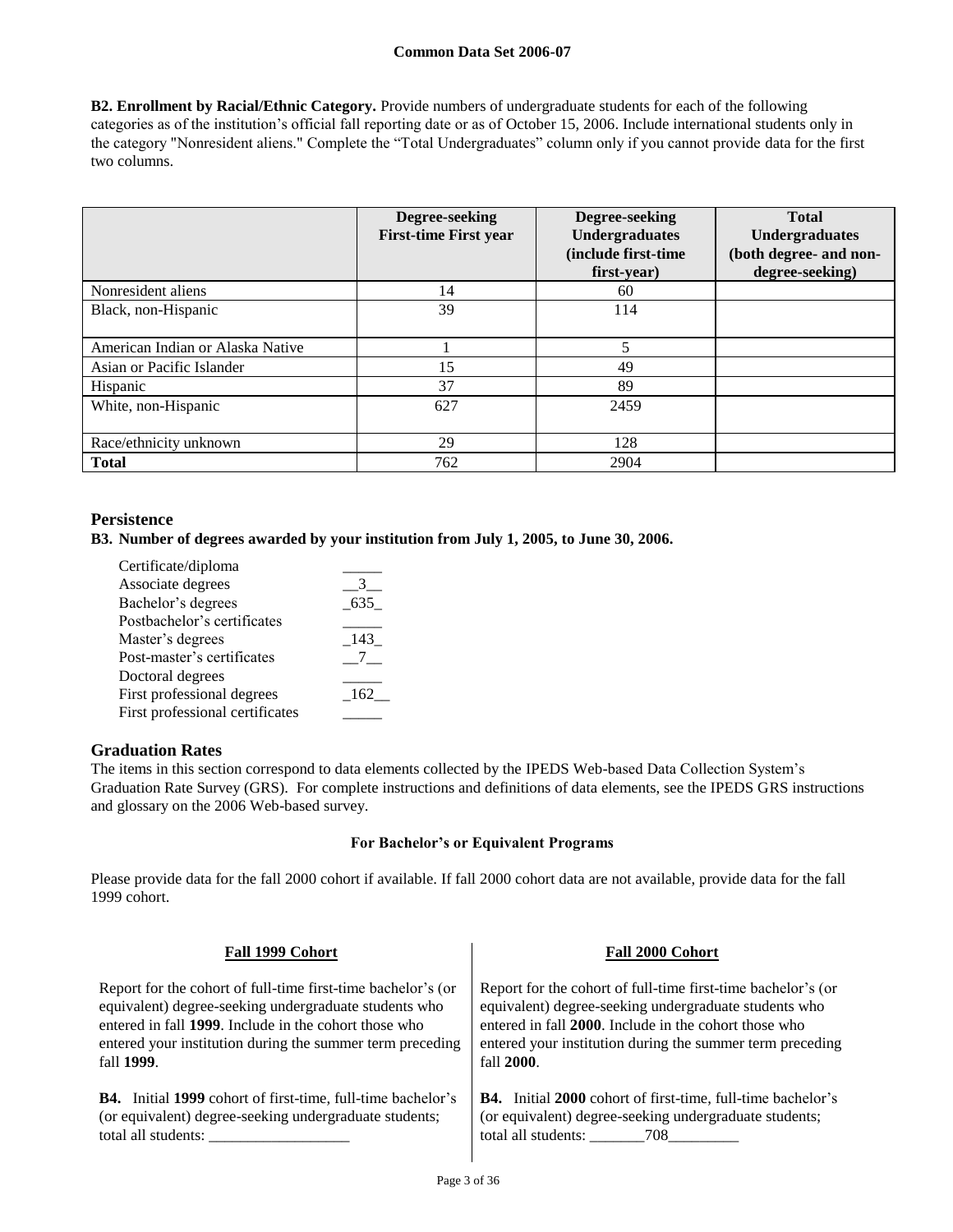**B2. Enrollment by Racial/Ethnic Category.** Provide numbers of undergraduate students for each of the following categories as of the institution's official fall reporting date or as of October 15, 2006. Include international students only in the category "Nonresident aliens." Complete the "Total Undergraduates" column only if you cannot provide data for the first two columns.

| | Degree-seeking First-time First year | Degree-seeking Undergraduates (include first-time first-year) | Total Undergraduates (both degree- and non-degree-seeking) |
|---|---|---|---|
| Nonresident aliens | 14 | 60 | |
| Black, non-Hispanic | 39 | 114 | |
| American Indian or Alaska Native | 1 | 5 | |
| Asian or Pacific Islander | 15 | 49 | |
| Hispanic | 37 | 89 | |
| White, non-Hispanic | 627 | 2459 | |
| Race/ethnicity unknown | 29 | 128 | |
| **Total** | 762 | 2904 | |

## Persistence

**B3. Number of degrees awarded by your institution from July 1, 2005, to June 30, 2006.**

| | |
|---|---|
| Certificate/diploma | _____ |
| Associate degrees | __3__ |
| Bachelor's degrees | _635_ |
| Postbachelor's certificates | _____ |
| Master's degrees | _143_ |
| Post-master's certificates | __7__ |
| Doctoral degrees | _____ |
| First professional degrees | _162__ |
| First professional certificates | _____ |

## Graduation Rates

The items in this section correspond to data elements collected by the IPEDS Web-based Data Collection System's Graduation Rate Survey (GRS). For complete instructions and definitions of data elements, see the IPEDS GRS instructions and glossary on the 2006 Web-based survey.

**For Bachelor's or Equivalent Programs**

Please provide data for the fall 2000 cohort if available. If fall 2000 cohort data are not available, provide data for the fall 1999 cohort.

**Fall 1999 Cohort**

Report for the cohort of full-time first-time bachelor's (or equivalent) degree-seeking undergraduate students who entered in fall **1999**. Include in the cohort those who entered your institution during the summer term preceding fall **1999**.

**B4.** Initial **1999** cohort of first-time, full-time bachelor's (or equivalent) degree-seeking undergraduate students; total all students: __________________

**Fall 2000 Cohort**

Report for the cohort of full-time first-time bachelor's (or equivalent) degree-seeking undergraduate students who entered in fall **2000**. Include in the cohort those who entered your institution during the summer term preceding fall **2000**.

**B4.** Initial **2000** cohort of first-time, full-time bachelor's (or equivalent) degree-seeking undergraduate students; total all students: _______708_________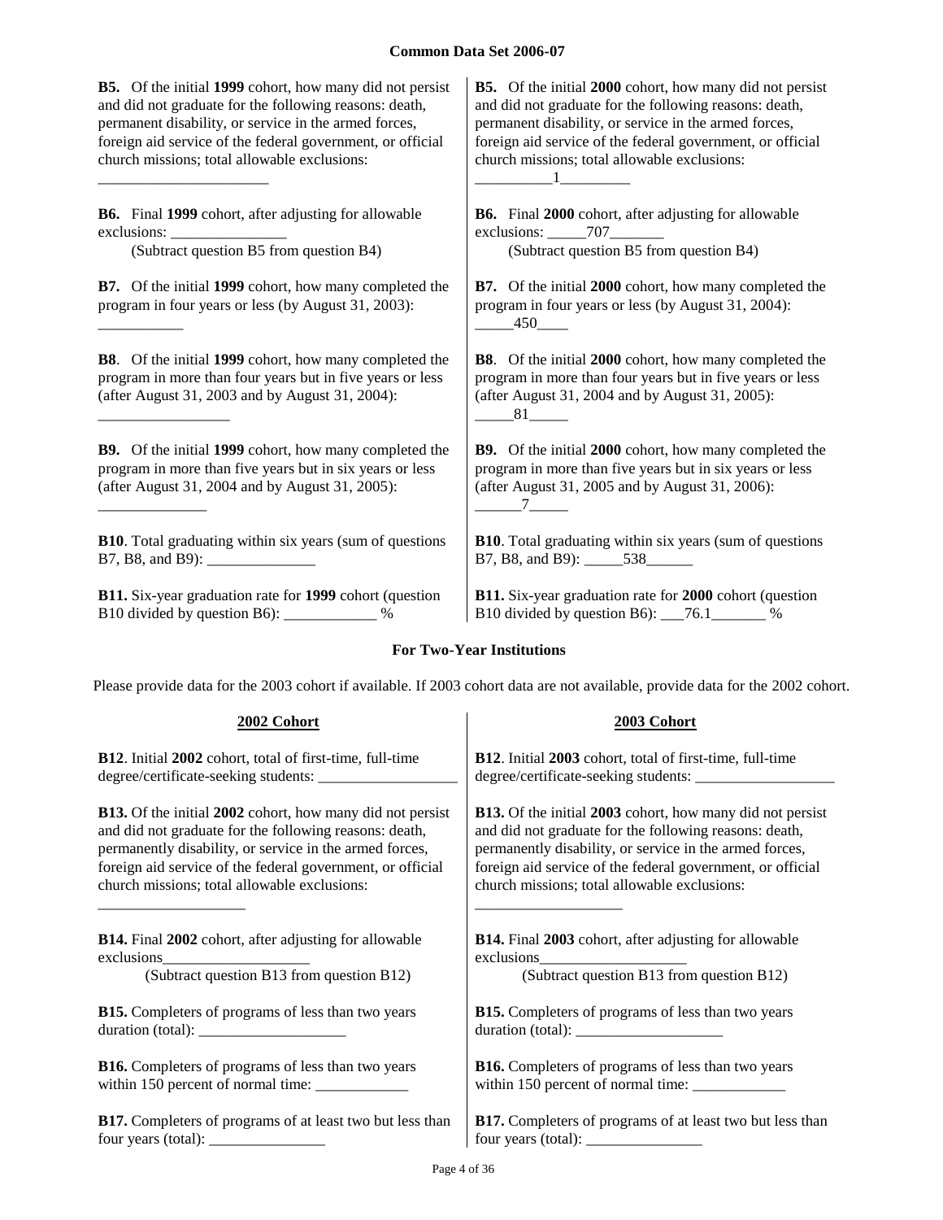| **B5.** Of the initial **1999** cohort, how many did not persist and did not graduate for the following reasons: death, permanent disability, or service in the armed forces, foreign aid service of the federal government, or official church missions; total allowable exclusions: ______________________ | **B5.** Of the initial **2000** cohort, how many did not persist and did not graduate for the following reasons: death, permanent disability, or service in the armed forces, foreign aid service of the federal government, or official church missions; total allowable exclusions: __________1_________ |
|---|---|
| **B6.** Final **1999** cohort, after adjusting for allowable exclusions: _______________ (Subtract question B5 from question B4) | **B6.** Final **2000** cohort, after adjusting for allowable exclusions: _____707_______ (Subtract question B5 from question B4) |
| **B7.** Of the initial **1999** cohort, how many completed the program in four years or less (by August 31, 2003): ___________ | **B7.** Of the initial **2000** cohort, how many completed the program in four years or less (by August 31, 2004): _____450____ |
| **B8**. Of the initial **1999** cohort, how many completed the program in more than four years but in five years or less (after August 31, 2003 and by August 31, 2004): _________________ | **B8**. Of the initial **2000** cohort, how many completed the program in more than four years but in five years or less (after August 31, 2004 and by August 31, 2005): _____81_____ |
| **B9.** Of the initial **1999** cohort, how many completed the program in more than five years but in six years or less (after August 31, 2004 and by August 31, 2005): ______________ | **B9.** Of the initial **2000** cohort, how many completed the program in more than five years but in six years or less (after August 31, 2005 and by August 31, 2006): ______7_____ |
| **B10**. Total graduating within six years (sum of questions B7, B8, and B9): ______________ | **B10**. Total graduating within six years (sum of questions B7, B8, and B9): _____538______ |
| **B11.** Six-year graduation rate for **1999** cohort (question B10 divided by question B6): ____________ % | **B11.** Six-year graduation rate for **2000** cohort (question B10 divided by question B6): ___76.1_______ % |

### For Two-Year Institutions

Please provide data for the 2003 cohort if available. If 2003 cohort data are not available, provide data for the 2002 cohort.

| **2002 Cohort** | **2003 Cohort** |
|---|---|
| **B12**. Initial **2002** cohort, total of first-time, full-time degree/certificate-seeking students: __________________ | **B12**. Initial **2003** cohort, total of first-time, full-time degree/certificate-seeking students: __________________ |
| **B13.** Of the initial **2002** cohort, how many did not persist and did not graduate for the following reasons: death, permanently disability, or service in the armed forces, foreign aid service of the federal government, or official church missions; total allowable exclusions: ___________________ | **B13.** Of the initial **2003** cohort, how many did not persist and did not graduate for the following reasons: death, permanently disability, or service in the armed forces, foreign aid service of the federal government, or official church missions; total allowable exclusions: ___________________ |
| **B14.** Final **2002** cohort, after adjusting for allowable exclusions___________________ (Subtract question B13 from question B12) | **B14.** Final **2003** cohort, after adjusting for allowable exclusions___________________ (Subtract question B13 from question B12) |
| **B15.** Completers of programs of less than two years duration (total): ___________________ | **B15.** Completers of programs of less than two years duration (total): ___________________ |
| **B16.** Completers of programs of less than two years within 150 percent of normal time: ____________ | **B16.** Completers of programs of less than two years within 150 percent of normal time: ____________ |
| **B17.** Completers of programs of at least two but less than four years (total): _______________ | **B17.** Completers of programs of at least two but less than four years (total): _______________ |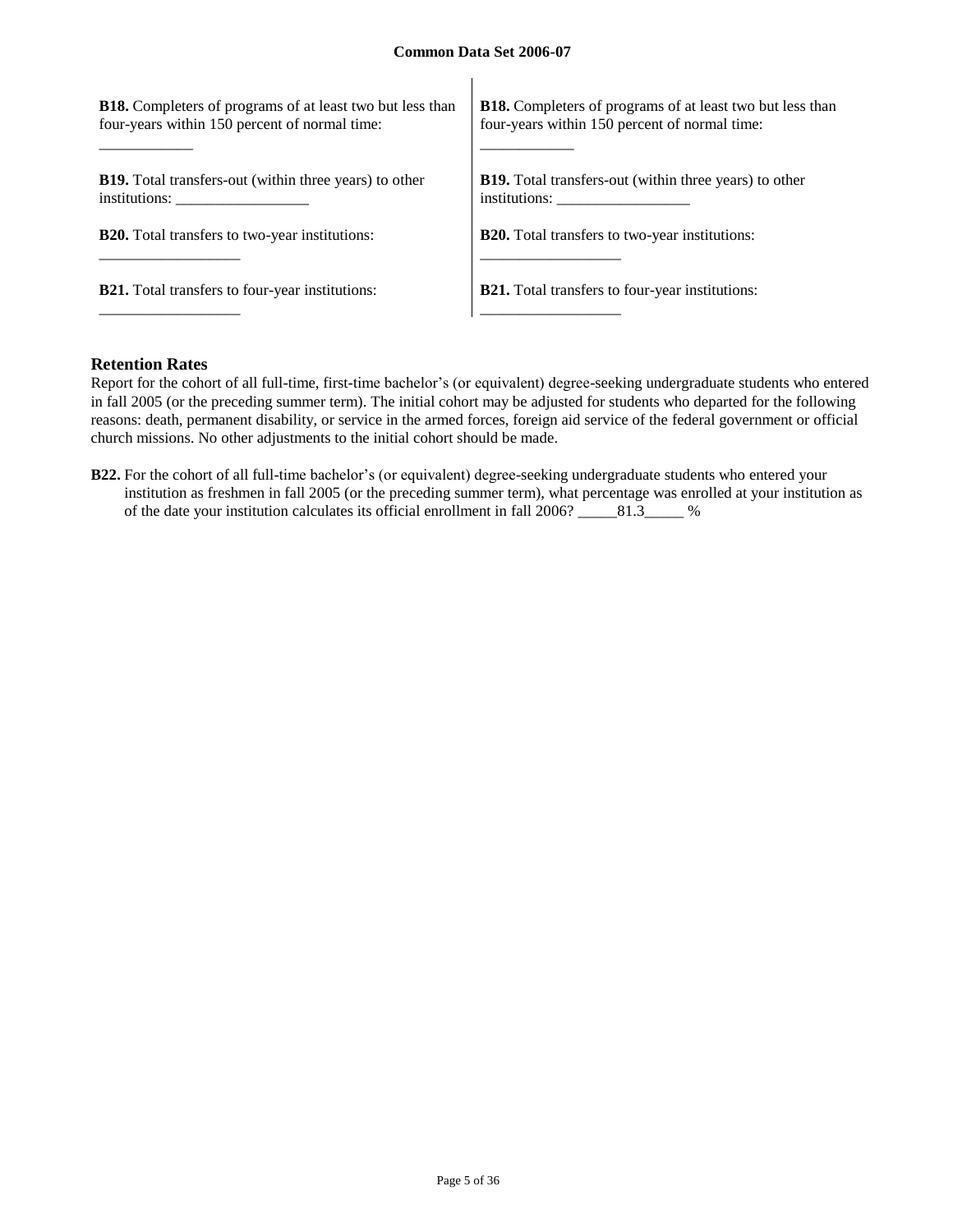**B18.** Completers of programs of at least two but less than four-years within 150 percent of normal time: ____________

**B19.** Total transfers-out (within three years) to other institutions: _________________

**B20.** Total transfers to two-year institutions: __________________

**B21.** Total transfers to four-year institutions: __________________

**B18.** Completers of programs of at least two but less than four-years within 150 percent of normal time: ____________

**B19.** Total transfers-out (within three years) to other institutions: _________________

**B20.** Total transfers to two-year institutions: __________________

**B21.** Total transfers to four-year institutions: __________________

### Retention Rates

Report for the cohort of all full-time, first-time bachelor's (or equivalent) degree-seeking undergraduate students who entered in fall 2005 (or the preceding summer term). The initial cohort may be adjusted for students who departed for the following reasons: death, permanent disability, or service in the armed forces, foreign aid service of the federal government or official church missions. No other adjustments to the initial cohort should be made.

**B22.** For the cohort of all full-time bachelor's (or equivalent) degree-seeking undergraduate students who entered your institution as freshmen in fall 2005 (or the preceding summer term), what percentage was enrolled at your institution as of the date your institution calculates its official enrollment in fall 2006? _____81.3_____ %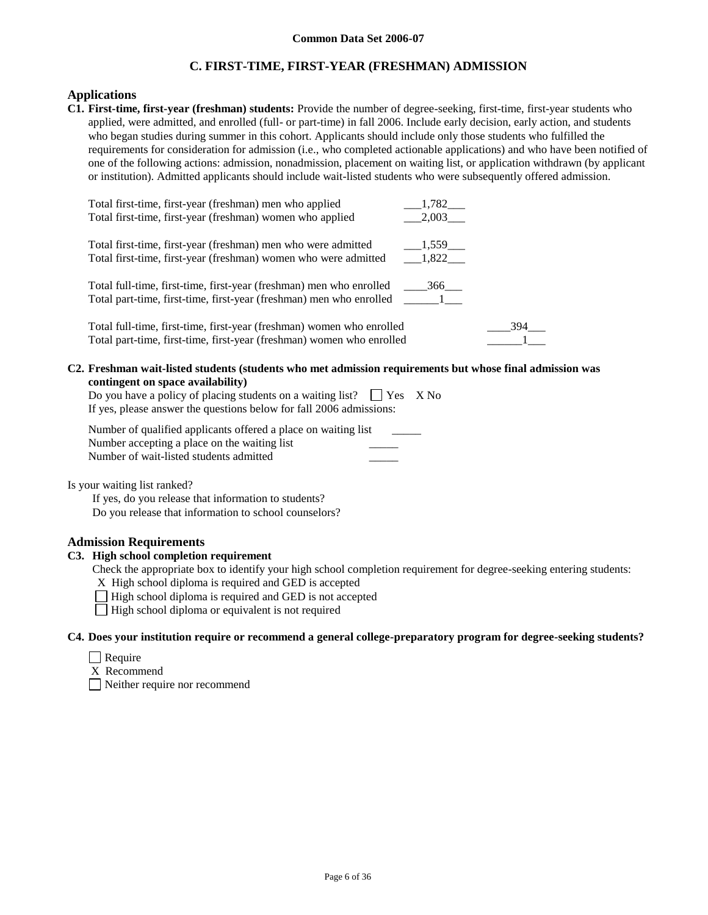**Common Data Set 2006-07**

## C. FIRST-TIME, FIRST-YEAR (FRESHMAN) ADMISSION

### Applications

**C1. First-time, first-year (freshman) students:** Provide the number of degree-seeking, first-time, first-year students who applied, were admitted, and enrolled (full- or part-time) in fall 2006. Include early decision, early action, and students who began studies during summer in this cohort. Applicants should include only those students who fulfilled the requirements for consideration for admission (i.e., who completed actionable applications) and who have been notified of one of the following actions: admission, nonadmission, placement on waiting list, or application withdrawn (by applicant or institution). Admitted applicants should include wait-listed students who were subsequently offered admission.

| | |
|---|---|
| Total first-time, first-year (freshman) men who applied | 1,782 |
| Total first-time, first-year (freshman) women who applied | 2,003 |
| Total first-time, first-year (freshman) men who were admitted | 1,559 |
| Total first-time, first-year (freshman) women who were admitted | 1,822 |
| Total full-time, first-time, first-year (freshman) men who enrolled | 366 |
| Total part-time, first-time, first-year (freshman) men who enrolled | 1 |
| Total full-time, first-time, first-year (freshman) women who enrolled | 394 |
| Total part-time, first-time, first-year (freshman) women who enrolled | 1 |

**C2. Freshman wait-listed students (students who met admission requirements but whose final admission was contingent on space availability)**

Do you have a policy of placing students on a waiting list? ☐ Yes X No

If yes, please answer the questions below for fall 2006 admissions:

| | |
|---|---|
| Number of qualified applicants offered a place on waiting list | _____ |
| Number accepting a place on the waiting list | _____ |
| Number of wait-listed students admitted | _____ |

Is your waiting list ranked?

If yes, do you release that information to students?

Do you release that information to school counselors?

### Admission Requirements

**C3. High school completion requirement**

Check the appropriate box to identify your high school completion requirement for degree-seeking entering students:

X High school diploma is required and GED is accepted

☐ High school diploma is required and GED is not accepted

☐ High school diploma or equivalent is not required

**C4. Does your institution require or recommend a general college-preparatory program for degree-seeking students?**

☐ Require

X Recommend

☐ Neither require nor recommend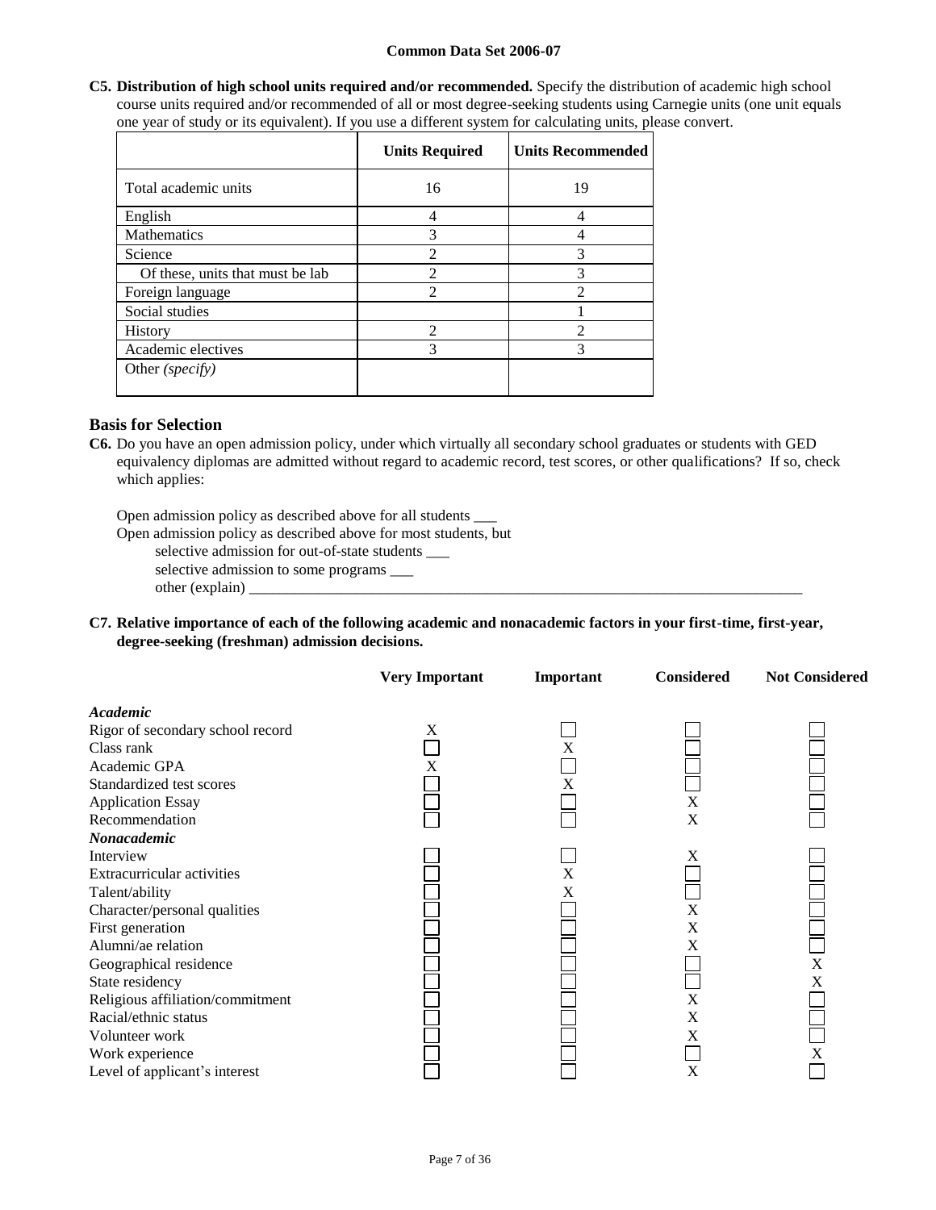**C5. Distribution of high school units required and/or recommended.** Specify the distribution of academic high school course units required and/or recommended of all or most degree-seeking students using Carnegie units (one unit equals one year of study or its equivalent). If you use a different system for calculating units, please convert.

| | Units Required | Units Recommended |
|---|---|---|
| Total academic units | 16 | 19 |
| English | 4 | 4 |
| Mathematics | 3 | 4 |
| Science | 2 | 3 |
| Of these, units that must be lab | 2 | 3 |
| Foreign language | 2 | 2 |
| Social studies | | 1 |
| History | 2 | 2 |
| Academic electives | 3 | 3 |
| Other *(specify)* | | |

## Basis for Selection

**C6.** Do you have an open admission policy, under which virtually all secondary school graduates or students with GED equivalency diplomas are admitted without regard to academic record, test scores, or other qualifications? If so, check which applies:

Open admission policy as described above for all students ___
Open admission policy as described above for most students, but
selective admission for out-of-state students ___
selective admission to some programs ___
other (explain) ___

**C7. Relative importance of each of the following academic and nonacademic factors in your first-time, first-year, degree-seeking (freshman) admission decisions.**

| | Very Important | Important | Considered | Not Considered |
|---|---|---|---|---|
| ***Academic*** | | | | |
| Rigor of secondary school record | X | | | |
| Class rank | | X | | |
| Academic GPA | X | | | |
| Standardized test scores | | X | | |
| Application Essay | | | X | |
| Recommendation | | | X | |
| ***Nonacademic*** | | | | |
| Interview | | | X | |
| Extracurricular activities | | X | | |
| Talent/ability | | X | | |
| Character/personal qualities | | | X | |
| First generation | | | X | |
| Alumni/ae relation | | | X | |
| Geographical residence | | | | X |
| State residency | | | | X |
| Religious affiliation/commitment | | | X | |
| Racial/ethnic status | | | X | |
| Volunteer work | | | X | |
| Work experience | | | | X |
| Level of applicant's interest | | | X | |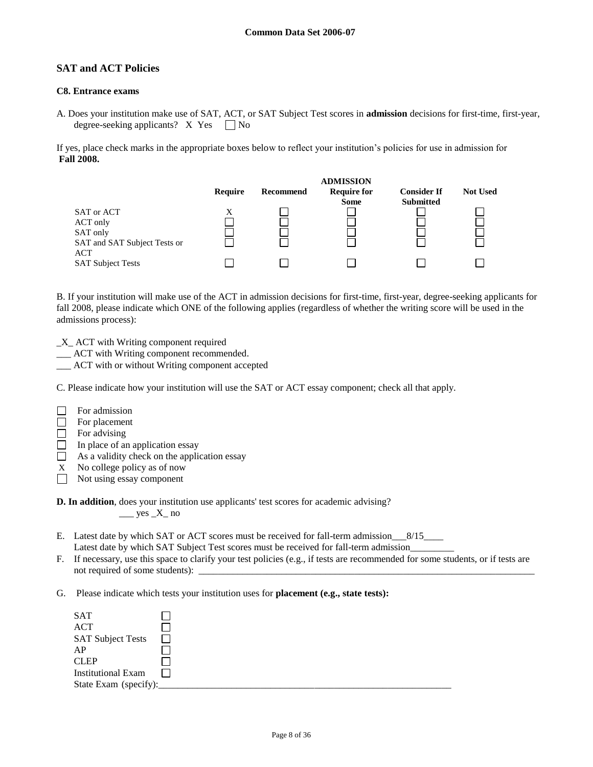## SAT and ACT Policies

### C8. Entrance exams

A. Does your institution make use of SAT, ACT, or SAT Subject Test scores in **admission** decisions for first-time, first-year, degree-seeking applicants? X Yes ☐ No

If yes, place check marks in the appropriate boxes below to reflect your institution's policies for use in admission for **Fall 2008.**

| | ADMISSION | | | | |
|---|---|---|---|---|---|
| | **Require** | **Recommend** | **Require for Some** | **Consider If Submitted** | **Not Used** |
| SAT or ACT | X | ☐ | ☐ | ☐ | ☐ |
| ACT only | ☐ | ☐ | ☐ | ☐ | ☐ |
| SAT only | ☐ | ☐ | ☐ | ☐ | ☐ |
| SAT and SAT Subject Tests or ACT | ☐ | ☐ | ☐ | ☐ | ☐ |
| SAT Subject Tests | ☐ | ☐ | ☐ | ☐ | ☐ |

B. If your institution will make use of the ACT in admission decisions for first-time, first-year, degree-seeking applicants for fall 2008, please indicate which ONE of the following applies (regardless of whether the writing score will be used in the admissions process):

_X_ ACT with Writing component required
___ ACT with Writing component recommended.
___ ACT with or without Writing component accepted

C. Please indicate how your institution will use the SAT or ACT essay component; check all that apply.

☐ For admission
☐ For placement
☐ For advising
☐ In place of an application essay
☐ As a validity check on the application essay
X No college policy as of now
☐ Not using essay component

**D. In addition**, does your institution use applicants' test scores for academic advising?
___ yes _X_ no

E. Latest date by which SAT or ACT scores must be received for fall-term admission___8/15____
Latest date by which SAT Subject Test scores must be received for fall-term admission_________

F. If necessary, use this space to clarify your test policies (e.g., if tests are recommended for some students, or if tests are not required of some students): ____________________________________________

G. Please indicate which tests your institution uses for **placement (e.g., state tests):**

SAT ☐
ACT ☐
SAT Subject Tests ☐
AP ☐
CLEP ☐
Institutional Exam ☐
State Exam (specify):____________________________________________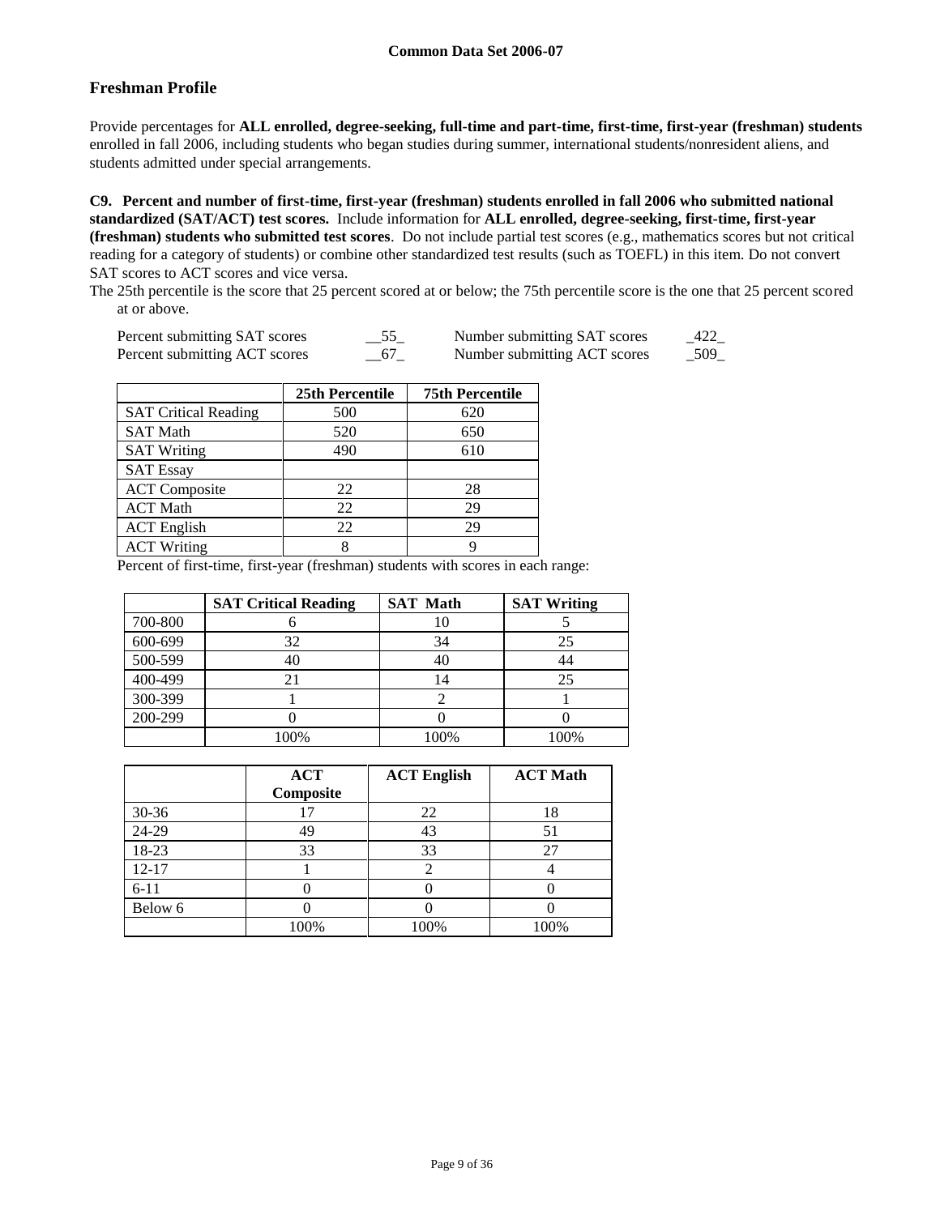## Freshman Profile

Provide percentages for **ALL enrolled, degree-seeking, full-time and part-time, first-time, first-year (freshman) students** enrolled in fall 2006, including students who began studies during summer, international students/nonresident aliens, and students admitted under special arrangements.

**C9. Percent and number of first-time, first-year (freshman) students enrolled in fall 2006 who submitted national standardized (SAT/ACT) test scores.** Include information for **ALL enrolled, degree-seeking, first-time, first-year (freshman) students who submitted test scores**. Do not include partial test scores (e.g., mathematics scores but not critical reading for a category of students) or combine other standardized test results (such as TOEFL) in this item. Do not convert SAT scores to ACT scores and vice versa.

The 25th percentile is the score that 25 percent scored at or below; the 75th percentile score is the one that 25 percent scored at or above.

| | | | |
|---|---|---|---|
| Percent submitting SAT scores | 55 | Number submitting SAT scores | 422 |
| Percent submitting ACT scores | 67 | Number submitting ACT scores | 509 |

| | 25th Percentile | 75th Percentile |
|---|---|---|
| SAT Critical Reading | 500 | 620 |
| SAT Math | 520 | 650 |
| SAT Writing | 490 | 610 |
| SAT Essay | | |
| ACT Composite | 22 | 28 |
| ACT Math | 22 | 29 |
| ACT English | 22 | 29 |
| ACT Writing | 8 | 9 |

Percent of first-time, first-year (freshman) students with scores in each range:

| | SAT Critical Reading | SAT Math | SAT Writing |
|---|---|---|---|
| 700-800 | 6 | 10 | 5 |
| 600-699 | 32 | 34 | 25 |
| 500-599 | 40 | 40 | 44 |
| 400-499 | 21 | 14 | 25 |
| 300-399 | 1 | 2 | 1 |
| 200-299 | 0 | 0 | 0 |
| | 100% | 100% | 100% |

| | ACT Composite | ACT English | ACT Math |
|---|---|---|---|
| 30-36 | 17 | 22 | 18 |
| 24-29 | 49 | 43 | 51 |
| 18-23 | 33 | 33 | 27 |
| 12-17 | 1 | 2 | 4 |
| 6-11 | 0 | 0 | 0 |
| Below 6 | 0 | 0 | 0 |
| | 100% | 100% | 100% |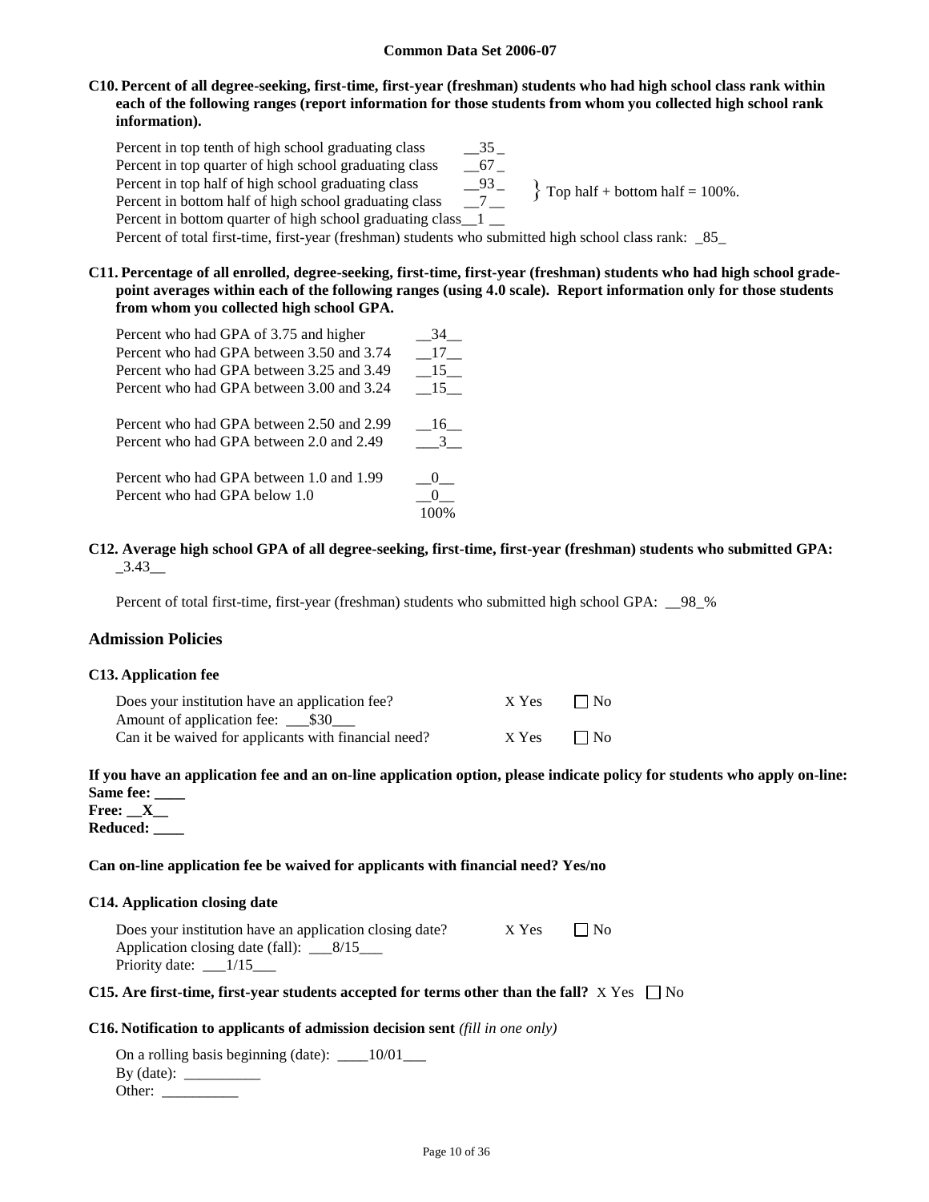**Common Data Set 2006-07**

**C10. Percent of all degree-seeking, first-time, first-year (freshman) students who had high school class rank within each of the following ranges (report information for those students from whom you collected high school rank information).**

Percent in top tenth of high school graduating class __35_
Percent in top quarter of high school graduating class __67_
Percent in top half of high school graduating class __93_
Percent in bottom half of high school graduating class __7__
} Top half + bottom half = 100%.
Percent in bottom quarter of high school graduating class__1 __
Percent of total first-time, first-year (freshman) students who submitted high school class rank: _85_

**C11. Percentage of all enrolled, degree-seeking, first-time, first-year (freshman) students who had high school grade-point averages within each of the following ranges (using 4.0 scale). Report information only for those students from whom you collected high school GPA.**

| | |
|---|---|
| Percent who had GPA of 3.75 and higher | __34__ |
| Percent who had GPA between 3.50 and 3.74 | __17__ |
| Percent who had GPA between 3.25 and 3.49 | __15__ |
| Percent who had GPA between 3.00 and 3.24 | __15__ |
| Percent who had GPA between 2.50 and 2.99 | __16__ |
| Percent who had GPA between 2.0 and 2.49 | ___3__ |
| Percent who had GPA between 1.0 and 1.99 | __0__ |
| Percent who had GPA below 1.0 | __0__ |
| | 100% |

**C12. Average high school GPA of all degree-seeking, first-time, first-year (freshman) students who submitted GPA:** _3.43__

Percent of total first-time, first-year (freshman) students who submitted high school GPA: __98_%

## Admission Policies

**C13. Application fee**

Does your institution have an application fee? X Yes ☐ No
Amount of application fee: ___$30___
Can it be waived for applicants with financial need? X Yes ☐ No

**If you have an application fee and an on-line application option, please indicate policy for students who apply on-line:**
**Same fee: ____**
**Free: __X__**
**Reduced: ____**

**Can on-line application fee be waived for applicants with financial need? Yes/no**

**C14. Application closing date**

Does your institution have an application closing date? X Yes ☐ No
Application closing date (fall): ___8/15___
Priority date: ___1/15___

**C15. Are first-time, first-year students accepted for terms other than the fall?** X Yes ☐ No

**C16. Notification to applicants of admission decision sent** *(fill in one only)*

On a rolling basis beginning (date): ____10/01___
By (date): __________
Other: __________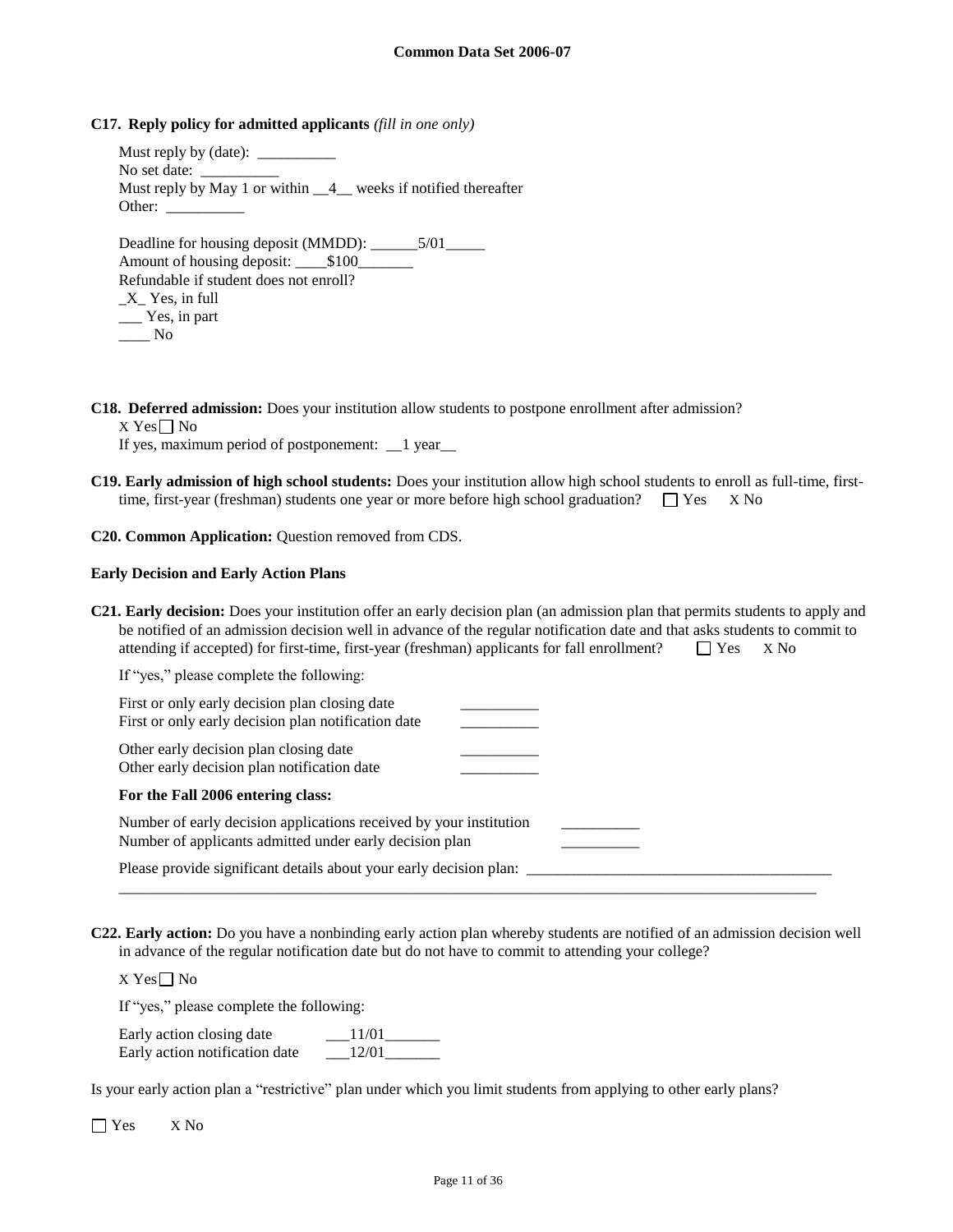**C17. Reply policy for admitted applicants** *(fill in one only)*

Must reply by (date): __________
No set date: __________
Must reply by May 1 or within __4__ weeks if notified thereafter
Other: __________

Deadline for housing deposit (MMDD): ______5/01_____
Amount of housing deposit: ____$100_______
Refundable if student does not enroll?
_X_ Yes, in full
___ Yes, in part
____ No

**C18. Deferred admission:** Does your institution allow students to postpone enrollment after admission?
X Yes ☐ No
If yes, maximum period of postponement: __1 year__

**C19. Early admission of high school students:** Does your institution allow high school students to enroll as full-time, first-time, first-year (freshman) students one year or more before high school graduation? ☐ Yes X No

**C20. Common Application:** Question removed from CDS.

**Early Decision and Early Action Plans**

**C21. Early decision:** Does your institution offer an early decision plan (an admission plan that permits students to apply and be notified of an admission decision well in advance of the regular notification date and that asks students to commit to attending if accepted) for first-time, first-year (freshman) applicants for fall enrollment? ☐ Yes X No

If "yes," please complete the following:

First or only early decision plan closing date __________
First or only early decision plan notification date __________

Other early decision plan closing date __________
Other early decision plan notification date __________

**For the Fall 2006 entering class:**

Number of early decision applications received by your institution __________
Number of applicants admitted under early decision plan __________

Please provide significant details about your early decision plan: ________________________________________

**C22. Early action:** Do you have a nonbinding early action plan whereby students are notified of an admission decision well in advance of the regular notification date but do not have to commit to attending your college?

X Yes ☐ No

If "yes," please complete the following:

Early action closing date ___11/01_______
Early action notification date ___12/01_______

Is your early action plan a "restrictive" plan under which you limit students from applying to other early plans?

☐ Yes X No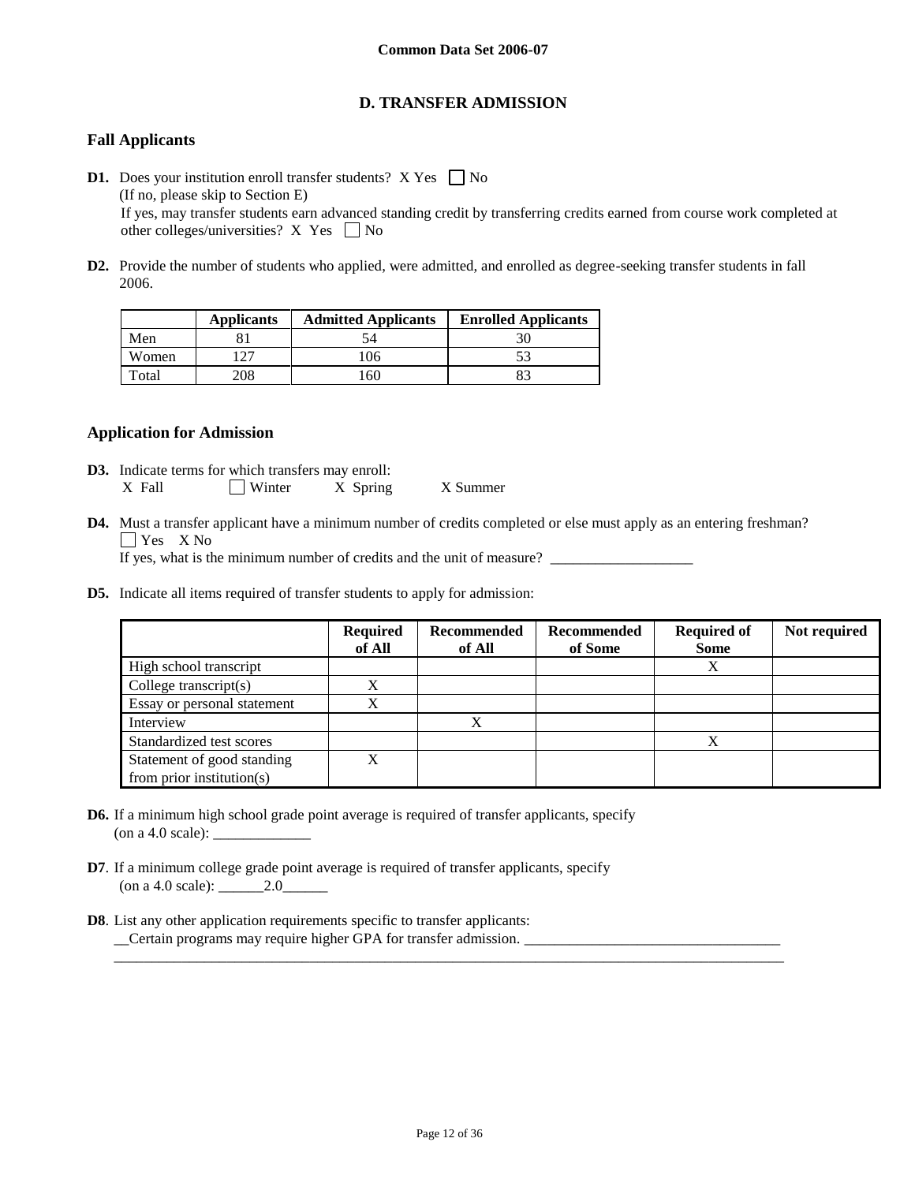## D. TRANSFER ADMISSION

### Fall Applicants

**D1.** Does your institution enroll transfer students? X Yes ☐ No
(If no, please skip to Section E)
If yes, may transfer students earn advanced standing credit by transferring credits earned from course work completed at other colleges/universities? X Yes ☐ No

**D2.** Provide the number of students who applied, were admitted, and enrolled as degree-seeking transfer students in fall 2006.

| | Applicants | Admitted Applicants | Enrolled Applicants |
|---|---|---|---|
| Men | 81 | 54 | 30 |
| Women | 127 | 106 | 53 |
| Total | 208 | 160 | 83 |

### Application for Admission

**D3.** Indicate terms for which transfers may enroll:
X Fall ☐ Winter X Spring X Summer

**D4.** Must a transfer applicant have a minimum number of credits completed or else must apply as an entering freshman?
☐ Yes X No
If yes, what is the minimum number of credits and the unit of measure? ___________________

**D5.** Indicate all items required of transfer students to apply for admission:

| | Required of All | Recommended of All | Recommended of Some | Required of Some | Not required |
|---|---|---|---|---|---|
| High school transcript | | | | X | |
| College transcript(s) | X | | | | |
| Essay or personal statement | X | | | | |
| Interview | | X | | | |
| Standardized test scores | | | | X | |
| Statement of good standing from prior institution(s) | X | | | | |

**D6.** If a minimum high school grade point average is required of transfer applicants, specify (on a 4.0 scale): _____________

**D7**. If a minimum college grade point average is required of transfer applicants, specify (on a 4.0 scale): ______2.0______

**D8**. List any other application requirements specific to transfer applicants:
__Certain programs may require higher GPA for transfer admission. __________________________________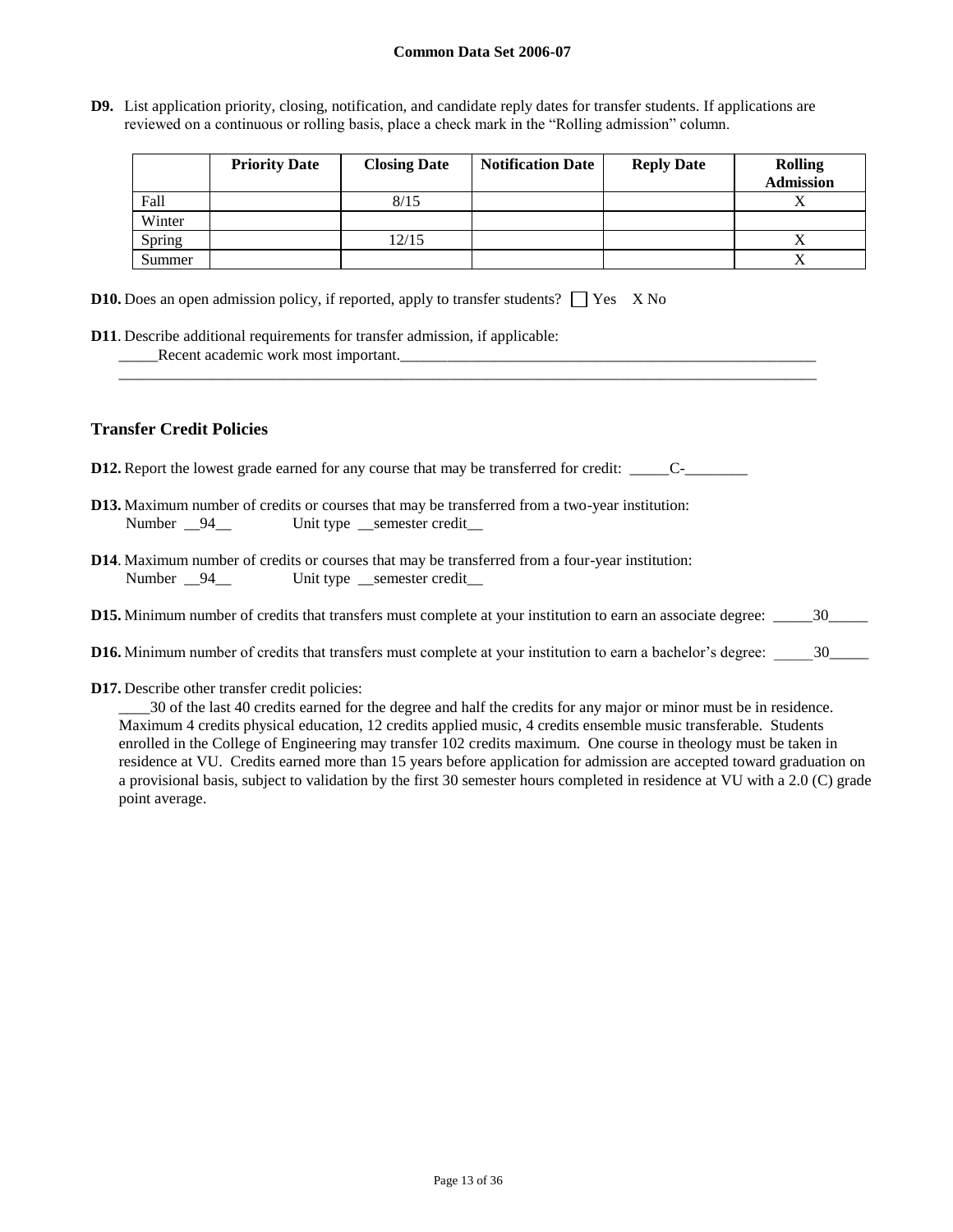**D9.** List application priority, closing, notification, and candidate reply dates for transfer students. If applications are reviewed on a continuous or rolling basis, place a check mark in the "Rolling admission" column.

| | Priority Date | Closing Date | Notification Date | Reply Date | Rolling Admission |
|---|---|---|---|---|---|
| Fall | | 8/15 | | | X |
| Winter | | | | | |
| Spring | | 12/15 | | | X |
| Summer | | | | | X |

**D10.** Does an open admission policy, if reported, apply to transfer students? ☐ Yes X No

**D11**. Describe additional requirements for transfer admission, if applicable:
_____Recent academic work most important._______________________________________________________

## Transfer Credit Policies

**D12.** Report the lowest grade earned for any course that may be transferred for credit: _____C-________

**D13.** Maximum number of credits or courses that may be transferred from a two-year institution:
Number __94__ Unit type __semester credit__

**D14**. Maximum number of credits or courses that may be transferred from a four-year institution:
Number __94__ Unit type __semester credit__

**D15.** Minimum number of credits that transfers must complete at your institution to earn an associate degree: _____30_____

**D16.** Minimum number of credits that transfers must complete at your institution to earn a bachelor's degree: _____30_____

**D17.** Describe other transfer credit policies:
____30 of the last 40 credits earned for the degree and half the credits for any major or minor must be in residence. Maximum 4 credits physical education, 12 credits applied music, 4 credits ensemble music transferable. Students enrolled in the College of Engineering may transfer 102 credits maximum. One course in theology must be taken in residence at VU. Credits earned more than 15 years before application for admission are accepted toward graduation on a provisional basis, subject to validation by the first 30 semester hours completed in residence at VU with a 2.0 (C) grade point average.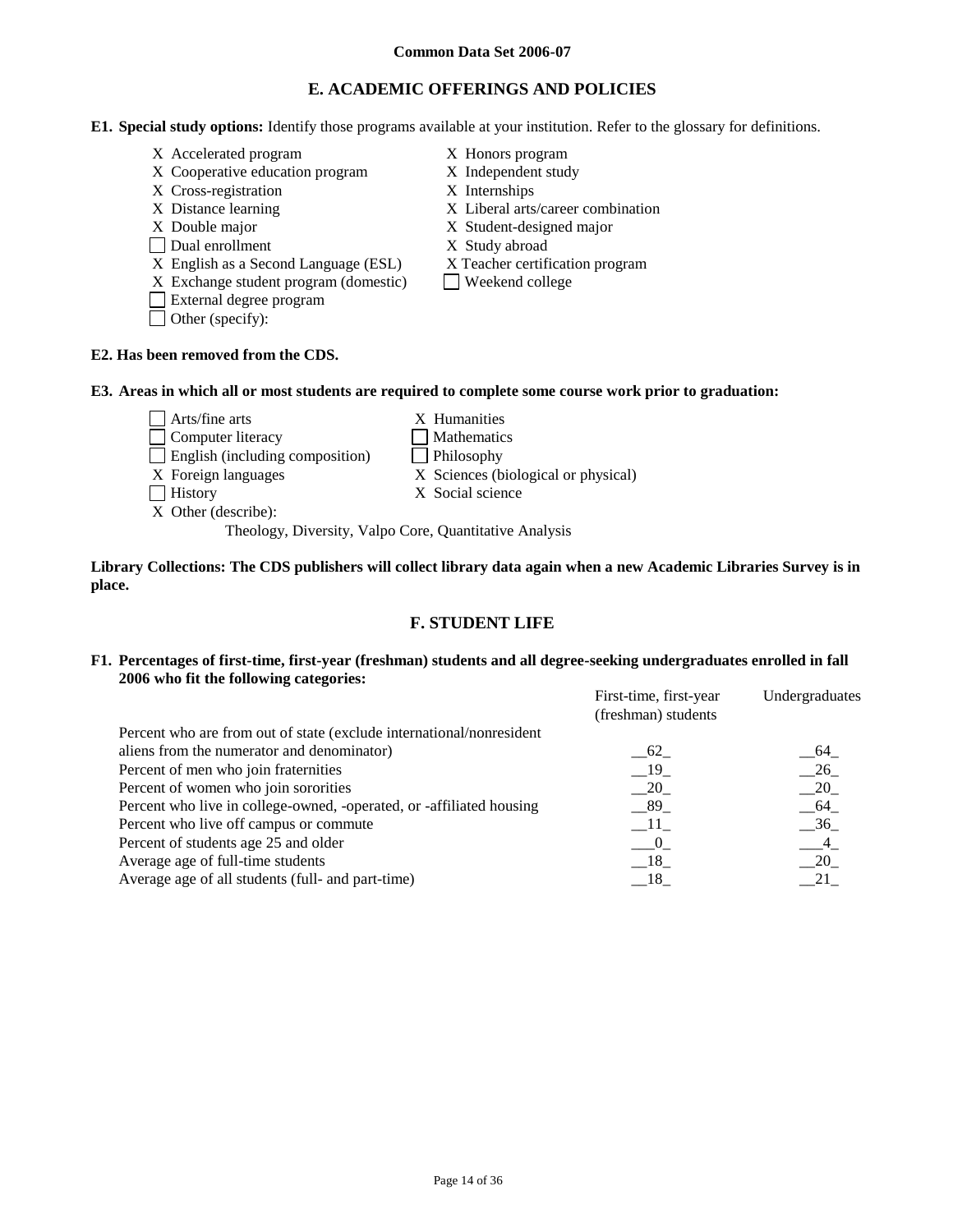**Common Data Set 2006-07**

## E. ACADEMIC OFFERINGS AND POLICIES

**E1. Special study options:** Identify those programs available at your institution. Refer to the glossary for definitions.

- X Accelerated program
- X Cooperative education program
- X Cross-registration
- X Distance learning
- X Double major
- ☐ Dual enrollment
- X English as a Second Language (ESL)
- X Exchange student program (domestic)
- ☐ External degree program
- ☐ Other (specify):
- X Honors program
- X Independent study
- X Internships
- X Liberal arts/career combination
- X Student-designed major
- X Study abroad
- X Teacher certification program
- ☐ Weekend college

**E2. Has been removed from the CDS.**

**E3. Areas in which all or most students are required to complete some course work prior to graduation:**

- ☐ Arts/fine arts
- ☐ Computer literacy
- ☐ English (including composition)
- X Foreign languages
- ☐ History
- X Humanities
- ☐ Mathematics
- ☐ Philosophy
- X Sciences (biological or physical)
- X Social science
- X Other (describe):

  Theology, Diversity, Valpo Core, Quantitative Analysis

**Library Collections: The CDS publishers will collect library data again when a new Academic Libraries Survey is in place.**

## F. STUDENT LIFE

**F1. Percentages of first-time, first-year (freshman) students and all degree-seeking undergraduates enrolled in fall 2006 who fit the following categories:**

| | First-time, first-year (freshman) students | Undergraduates |
|---|---|---|
| Percent who are from out of state (exclude international/nonresident aliens from the numerator and denominator) | 62 | 64 |
| Percent of men who join fraternities | 19 | 26 |
| Percent of women who join sororities | 20 | 20 |
| Percent who live in college-owned, -operated, or -affiliated housing | 89 | 64 |
| Percent who live off campus or commute | 11 | 36 |
| Percent of students age 25 and older | 0 | 4 |
| Average age of full-time students | 18 | 20 |
| Average age of all students (full- and part-time) | 18 | 21 |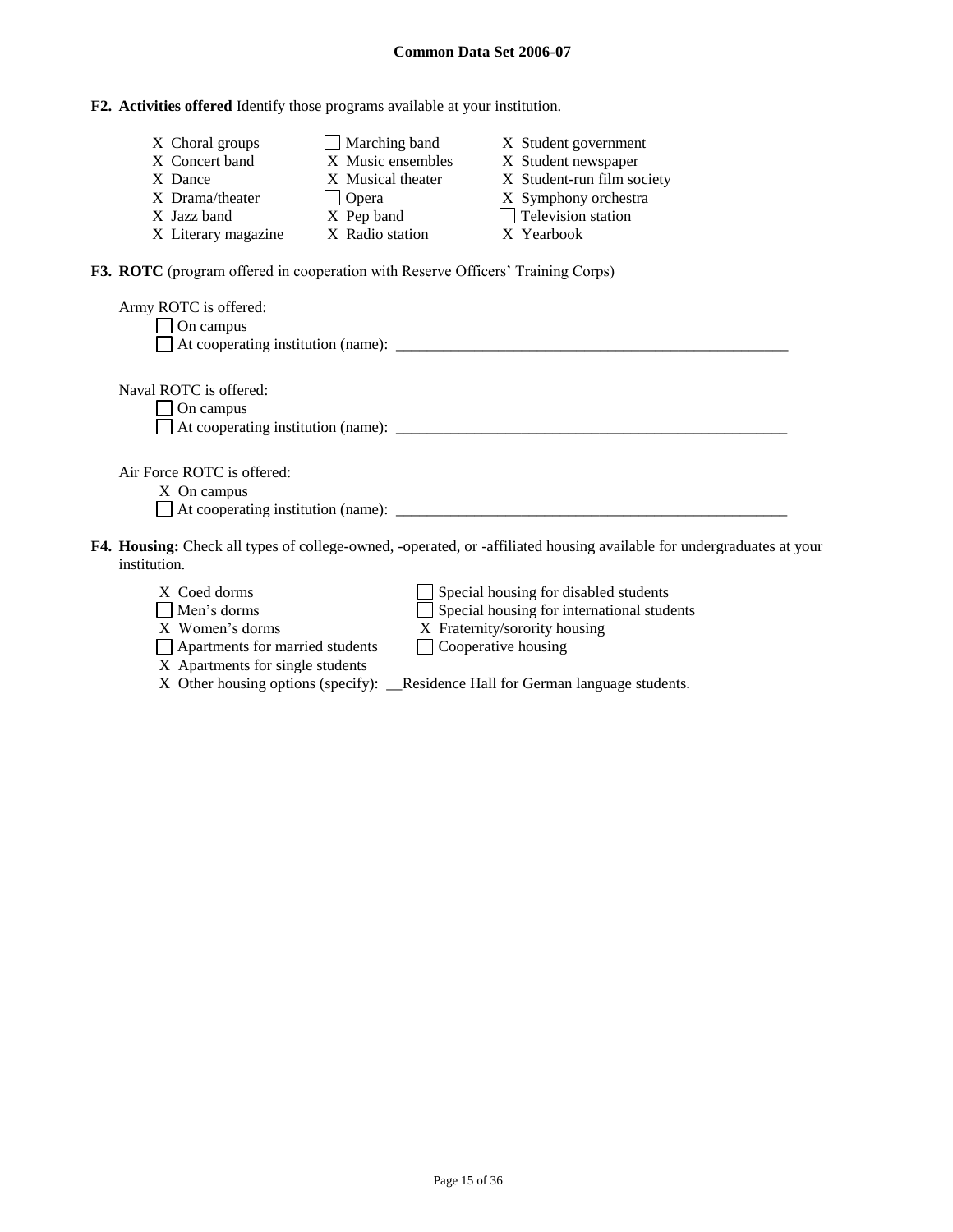**F2. Activities offered** Identify those programs available at your institution.

- X Choral groups
- X Concert band
- X Dance
- X Drama/theater
- X Jazz band
- X Literary magazine
- ☐ Marching band
- X Music ensembles
- X Musical theater
- ☐ Opera
- X Pep band
- X Radio station
- X Student government
- X Student newspaper
- X Student-run film society
- X Symphony orchestra
- ☐ Television station
- X Yearbook

**F3. ROTC** (program offered in cooperation with Reserve Officers' Training Corps)

Army ROTC is offered:
- ☐ On campus
- ☐ At cooperating institution (name): ____________________

Naval ROTC is offered:
- ☐ On campus
- ☐ At cooperating institution (name): ____________________

Air Force ROTC is offered:
- X On campus
- ☐ At cooperating institution (name): ____________________

**F4. Housing:** Check all types of college-owned, -operated, or -affiliated housing available for undergraduates at your institution.

- X Coed dorms
- ☐ Men's dorms
- X Women's dorms
- ☐ Apartments for married students
- X Apartments for single students
- ☐ Special housing for disabled students
- ☐ Special housing for international students
- X Fraternity/sorority housing
- ☐ Cooperative housing
- X Other housing options (specify): __Residence Hall for German language students.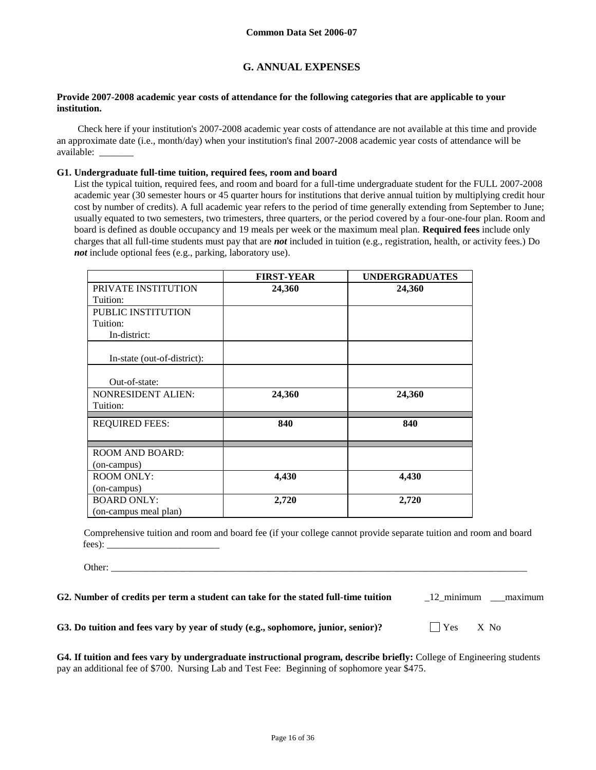# G. ANNUAL EXPENSES

**Provide 2007-2008 academic year costs of attendance for the following categories that are applicable to your institution.**

Check here if your institution's 2007-2008 academic year costs of attendance are not available at this time and provide an approximate date (i.e., month/day) when your institution's final 2007-2008 academic year costs of attendance will be available: _______

**G1. Undergraduate full-time tuition, required fees, room and board**

List the typical tuition, required fees, and room and board for a full-time undergraduate student for the FULL 2007-2008 academic year (30 semester hours or 45 quarter hours for institutions that derive annual tuition by multiplying credit hour cost by number of credits). A full academic year refers to the period of time generally extending from September to June; usually equated to two semesters, two trimesters, three quarters, or the period covered by a four-one-four plan. Room and board is defined as double occupancy and 19 meals per week or the maximum meal plan. **Required fees** include only charges that all full-time students must pay that are ***not*** included in tuition (e.g., registration, health, or activity fees.) Do ***not*** include optional fees (e.g., parking, laboratory use).

| | FIRST-YEAR | UNDERGRADUATES |
|---|---|---|
| PRIVATE INSTITUTION Tuition: | **24,360** | **24,360** |
| PUBLIC INSTITUTION Tuition: In-district: | | |
| In-state (out-of-district): | | |
| Out-of-state: | | |
| NONRESIDENT ALIEN: Tuition: | **24,360** | **24,360** |
| REQUIRED FEES: | **840** | **840** |
| ROOM AND BOARD: (on-campus) | | |
| ROOM ONLY: (on-campus) | **4,430** | **4,430** |
| BOARD ONLY: (on-campus meal plan) | **2,720** | **2,720** |

Comprehensive tuition and room and board fee (if your college cannot provide separate tuition and room and board fees): _______________________

Other: ___________________________________________________________________________________________

**G2. Number of credits per term a student can take for the stated full-time tuition** _12_minimum ___maximum

**G3. Do tuition and fees vary by year of study (e.g., sophomore, junior, senior)?** ☐ Yes X No

**G4. If tuition and fees vary by undergraduate instructional program, describe briefly:** College of Engineering students pay an additional fee of $700. Nursing Lab and Test Fee: Beginning of sophomore year $475.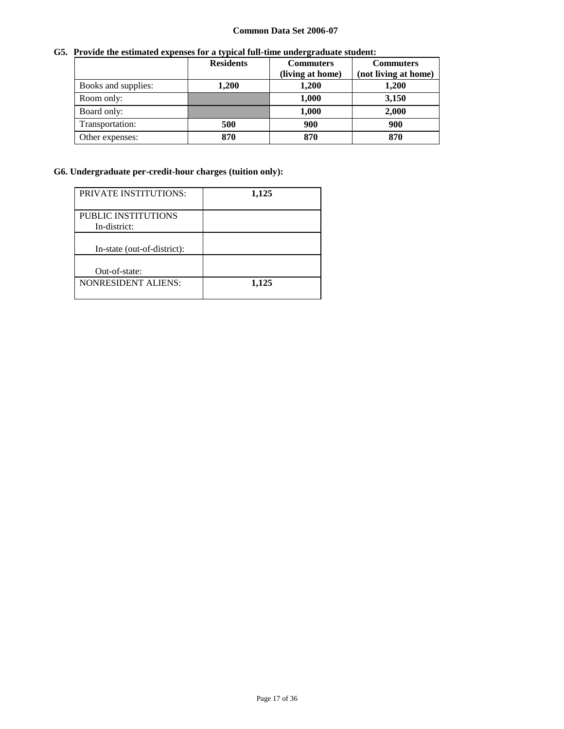**G5. Provide the estimated expenses for a typical full-time undergraduate student:**

| | Residents | Commuters (living at home) | Commuters (not living at home) |
|---|---|---|---|
| Books and supplies: | **1,200** | **1,200** | **1,200** |
| Room only: | | **1,000** | **3,150** |
| Board only: | | **1,000** | **2,000** |
| Transportation: | **500** | **900** | **900** |
| Other expenses: | **870** | **870** | **870** |

**G6. Undergraduate per-credit-hour charges (tuition only):**

| | |
|---|---|
| PRIVATE INSTITUTIONS: | **1,125** |
| PUBLIC INSTITUTIONS In-district: | |
| In-state (out-of-district): | |
| Out-of-state: | |
| NONRESIDENT ALIENS: | **1,125** |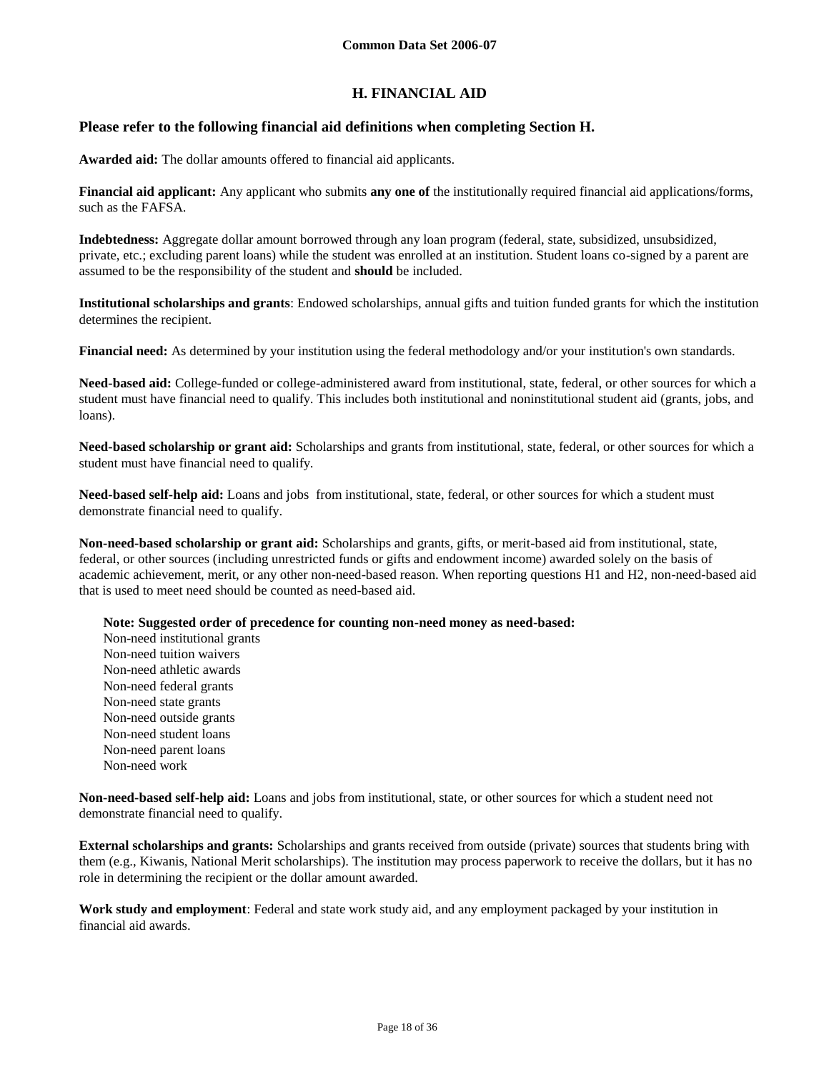## H. FINANCIAL AID

### Please refer to the following financial aid definitions when completing Section H.

**Awarded aid:** The dollar amounts offered to financial aid applicants.

**Financial aid applicant:** Any applicant who submits **any one of** the institutionally required financial aid applications/forms, such as the FAFSA.

**Indebtedness:** Aggregate dollar amount borrowed through any loan program (federal, state, subsidized, unsubsidized, private, etc.; excluding parent loans) while the student was enrolled at an institution. Student loans co-signed by a parent are assumed to be the responsibility of the student and **should** be included.

**Institutional scholarships and grants**: Endowed scholarships, annual gifts and tuition funded grants for which the institution determines the recipient.

**Financial need:** As determined by your institution using the federal methodology and/or your institution's own standards.

**Need-based aid:** College-funded or college-administered award from institutional, state, federal, or other sources for which a student must have financial need to qualify. This includes both institutional and noninstitutional student aid (grants, jobs, and loans).

**Need-based scholarship or grant aid:** Scholarships and grants from institutional, state, federal, or other sources for which a student must have financial need to qualify.

**Need-based self-help aid:** Loans and jobs from institutional, state, federal, or other sources for which a student must demonstrate financial need to qualify.

**Non-need-based scholarship or grant aid:** Scholarships and grants, gifts, or merit-based aid from institutional, state, federal, or other sources (including unrestricted funds or gifts and endowment income) awarded solely on the basis of academic achievement, merit, or any other non-need-based reason. When reporting questions H1 and H2, non-need-based aid that is used to meet need should be counted as need-based aid.

**Note: Suggested order of precedence for counting non-need money as need-based:**
Non-need institutional grants
Non-need tuition waivers
Non-need athletic awards
Non-need federal grants
Non-need state grants
Non-need outside grants
Non-need student loans
Non-need parent loans
Non-need work

**Non-need-based self-help aid:** Loans and jobs from institutional, state, or other sources for which a student need not demonstrate financial need to qualify.

**External scholarships and grants:** Scholarships and grants received from outside (private) sources that students bring with them (e.g., Kiwanis, National Merit scholarships). The institution may process paperwork to receive the dollars, but it has no role in determining the recipient or the dollar amount awarded.

**Work study and employment**: Federal and state work study aid, and any employment packaged by your institution in financial aid awards.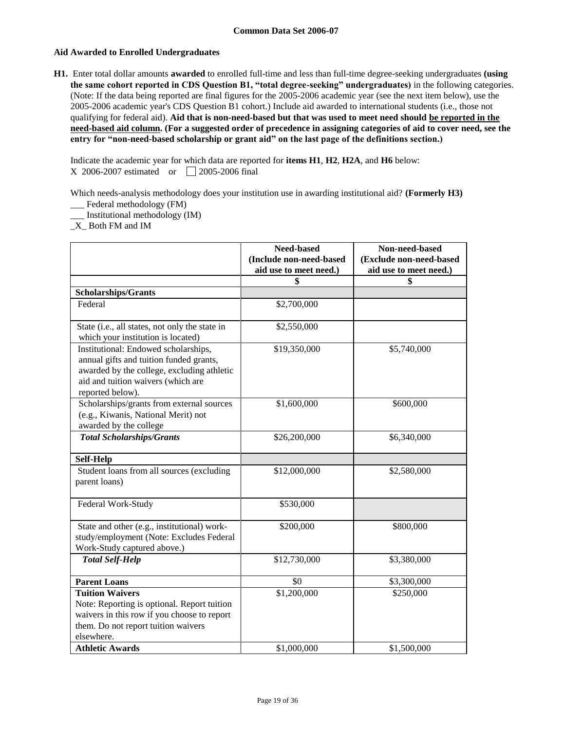**Aid Awarded to Enrolled Undergraduates**

**H1.** Enter total dollar amounts **awarded** to enrolled full-time and less than full-time degree-seeking undergraduates **(using the same cohort reported in CDS Question B1, "total degree-seeking" undergraduates)** in the following categories. (Note: If the data being reported are final figures for the 2005-2006 academic year (see the next item below), use the 2005-2006 academic year's CDS Question B1 cohort.) Include aid awarded to international students (i.e., those not qualifying for federal aid). **Aid that is non-need-based but that was used to meet need should be reported in the need-based aid column. (For a suggested order of precedence in assigning categories of aid to cover need, see the entry for "non-need-based scholarship or grant aid" on the last page of the definitions section.)**

Indicate the academic year for which data are reported for **items H1**, **H2**, **H2A**, and **H6** below:
X 2006-2007 estimated or ☐ 2005-2006 final

Which needs-analysis methodology does your institution use in awarding institutional aid? **(Formerly H3)**
___ Federal methodology (FM)
___ Institutional methodology (IM)
_X_ Both FM and IM

| | Need-based (Include non-need-based aid use to meet need.) | Non-need-based (Exclude non-need-based aid use to meet need.) |
|---|---|---|
| | $ | $ |
| **Scholarships/Grants** | | |
| Federal | $2,700,000 | |
| State (i.e., all states, not only the state in which your institution is located) | $2,550,000 | |
| Institutional: Endowed scholarships, annual gifts and tuition funded grants, awarded by the college, excluding athletic aid and tuition waivers (which are reported below). | $19,350,000 | $5,740,000 |
| Scholarships/grants from external sources (e.g., Kiwanis, National Merit) not awarded by the college | $1,600,000 | $600,000 |
| ***Total Scholarships/Grants*** | $26,200,000 | $6,340,000 |
| **Self-Help** | | |
| Student loans from all sources (excluding parent loans) | $12,000,000 | $2,580,000 |
| Federal Work-Study | $530,000 | |
| State and other (e.g., institutional) work-study/employment (Note: Excludes Federal Work-Study captured above.) | $200,000 | $800,000 |
| ***Total Self-Help*** | $12,730,000 | $3,380,000 |
| **Parent Loans** | $0 | $3,300,000 |
| **Tuition Waivers** Note: Reporting is optional. Report tuition waivers in this row if you choose to report them. Do not report tuition waivers elsewhere. | $1,200,000 | $250,000 |
| **Athletic Awards** | $1,000,000 | $1,500,000 |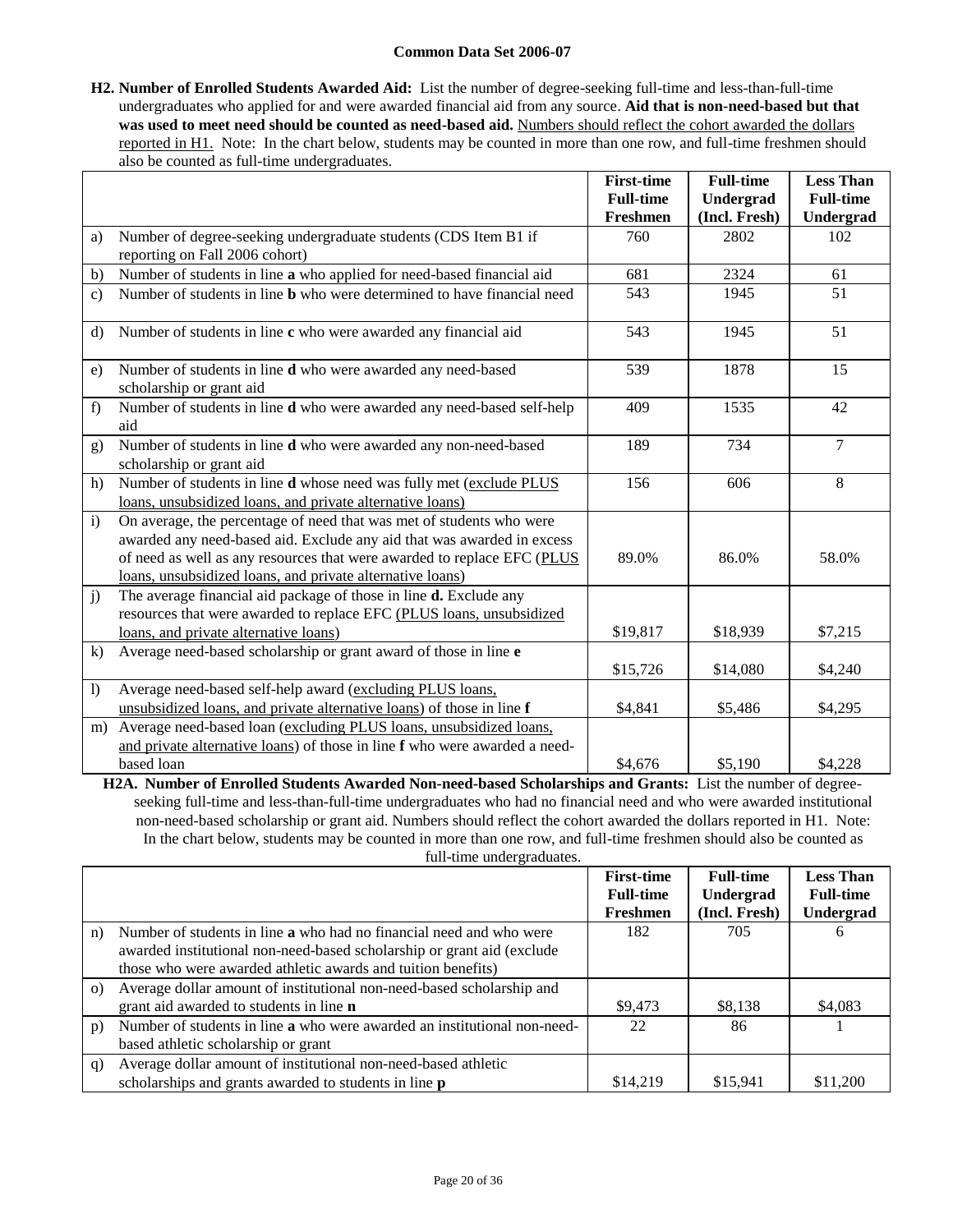**H2. Number of Enrolled Students Awarded Aid:** List the number of degree-seeking full-time and less-than-full-time undergraduates who applied for and were awarded financial aid from any source. **Aid that is non-need-based but that was used to meet need should be counted as need-based aid.** Numbers should reflect the cohort awarded the dollars reported in H1. Note: In the chart below, students may be counted in more than one row, and full-time freshmen should also be counted as full-time undergraduates.

| | | First-time Full-time Freshmen | Full-time Undergrad (Incl. Fresh) | Less Than Full-time Undergrad |
|---|---|---|---|---|
| a) | Number of degree-seeking undergraduate students (CDS Item B1 if reporting on Fall 2006 cohort) | 760 | 2802 | 102 |
| b) | Number of students in line **a** who applied for need-based financial aid | 681 | 2324 | 61 |
| c) | Number of students in line **b** who were determined to have financial need | 543 | 1945 | 51 |
| d) | Number of students in line **c** who were awarded any financial aid | 543 | 1945 | 51 |
| e) | Number of students in line **d** who were awarded any need-based scholarship or grant aid | 539 | 1878 | 15 |
| f) | Number of students in line **d** who were awarded any need-based self-help aid | 409 | 1535 | 42 |
| g) | Number of students in line **d** who were awarded any non-need-based scholarship or grant aid | 189 | 734 | 7 |
| h) | Number of students in line **d** whose need was fully met (exclude PLUS loans, unsubsidized loans, and private alternative loans) | 156 | 606 | 8 |
| i) | On average, the percentage of need that was met of students who were awarded any need-based aid. Exclude any aid that was awarded in excess of need as well as any resources that were awarded to replace EFC (PLUS loans, unsubsidized loans, and private alternative loans) | 89.0% | 86.0% | 58.0% |
| j) | The average financial aid package of those in line **d.** Exclude any resources that were awarded to replace EFC (PLUS loans, unsubsidized loans, and private alternative loans) | $19,817 | $18,939 | $7,215 |
| k) | Average need-based scholarship or grant award of those in line **e** | $15,726 | $14,080 | $4,240 |
| l) | Average need-based self-help award (excluding PLUS loans, unsubsidized loans, and private alternative loans) of those in line **f** | $4,841 | $5,486 | $4,295 |
| m) | Average need-based loan (excluding PLUS loans, unsubsidized loans, and private alternative loans) of those in line **f** who were awarded a need-based loan | $4,676 | $5,190 | $4,228 |

**H2A. Number of Enrolled Students Awarded Non-need-based Scholarships and Grants:** List the number of degree-seeking full-time and less-than-full-time undergraduates who had no financial need and who were awarded institutional non-need-based scholarship or grant aid. Numbers should reflect the cohort awarded the dollars reported in H1. Note: In the chart below, students may be counted in more than one row, and full-time freshmen should also be counted as full-time undergraduates.

| | | First-time Full-time Freshmen | Full-time Undergrad (Incl. Fresh) | Less Than Full-time Undergrad |
|---|---|---|---|---|
| n) | Number of students in line **a** who had no financial need and who were awarded institutional non-need-based scholarship or grant aid (exclude those who were awarded athletic awards and tuition benefits) | 182 | 705 | 6 |
| o) | Average dollar amount of institutional non-need-based scholarship and grant aid awarded to students in line **n** | $9,473 | $8,138 | $4,083 |
| p) | Number of students in line **a** who were awarded an institutional non-need-based athletic scholarship or grant | 22 | 86 | 1 |
| q) | Average dollar amount of institutional non-need-based athletic scholarships and grants awarded to students in line **p** | $14,219 | $15,941 | $11,200 |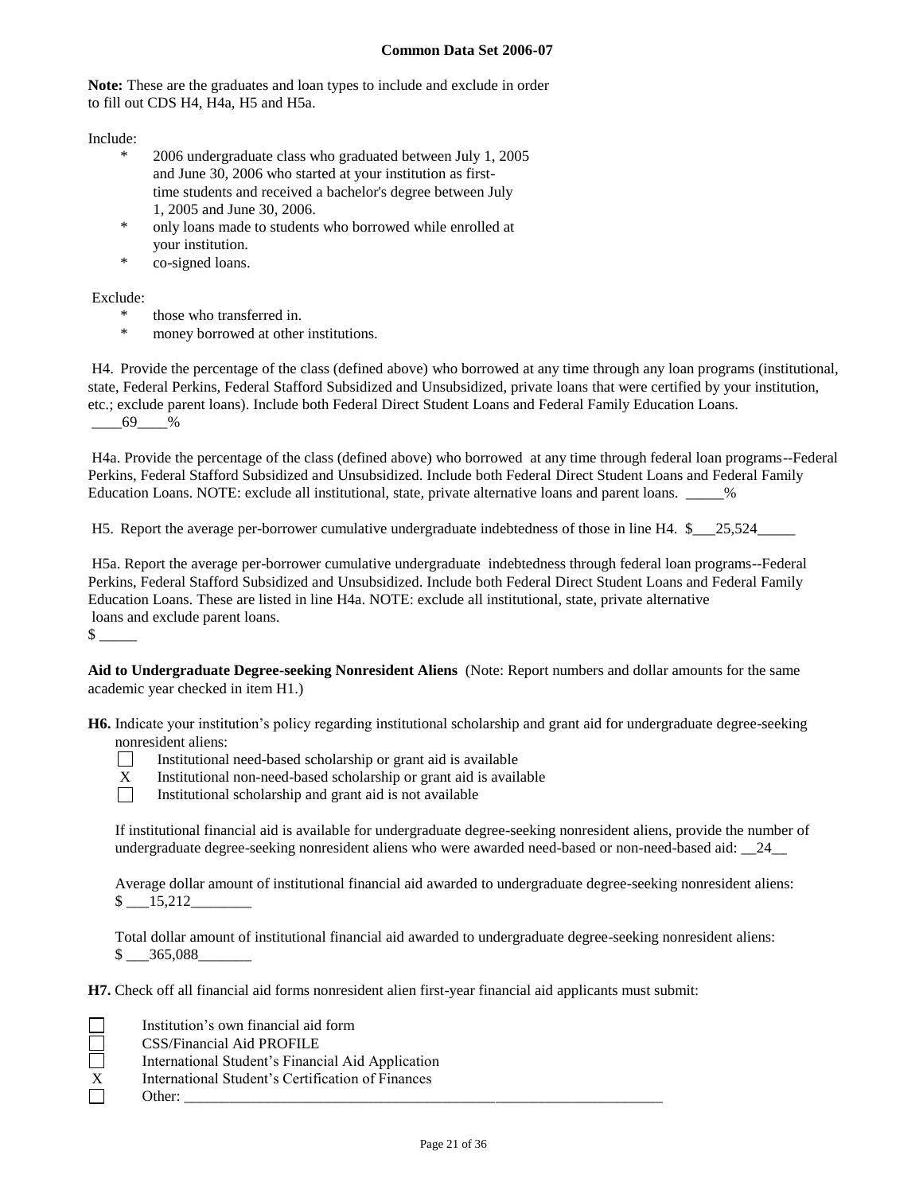**Note:** These are the graduates and loan types to include and exclude in order to fill out CDS H4, H4a, H5 and H5a.

Include:

- 2006 undergraduate class who graduated between July 1, 2005 and June 30, 2006 who started at your institution as first-time students and received a bachelor's degree between July 1, 2005 and June 30, 2006.
- only loans made to students who borrowed while enrolled at your institution.
- co-signed loans.

Exclude:

- those who transferred in.
- money borrowed at other institutions.

H4. Provide the percentage of the class (defined above) who borrowed at any time through any loan programs (institutional, state, Federal Perkins, Federal Stafford Subsidized and Unsubsidized, private loans that were certified by your institution, etc.; exclude parent loans). Include both Federal Direct Student Loans and Federal Family Education Loans. ____69____%

H4a. Provide the percentage of the class (defined above) who borrowed at any time through federal loan programs--Federal Perkins, Federal Stafford Subsidized and Unsubsidized. Include both Federal Direct Student Loans and Federal Family Education Loans. NOTE: exclude all institutional, state, private alternative loans and parent loans. _____%

H5. Report the average per-borrower cumulative undergraduate indebtedness of those in line H4. $___25,524_____

H5a. Report the average per-borrower cumulative undergraduate indebtedness through federal loan programs--Federal Perkins, Federal Stafford Subsidized and Unsubsidized. Include both Federal Direct Student Loans and Federal Family Education Loans. These are listed in line H4a. NOTE: exclude all institutional, state, private alternative loans and exclude parent loans.
$ _____

**Aid to Undergraduate Degree-seeking Nonresident Aliens** (Note: Report numbers and dollar amounts for the same academic year checked in item H1.)

**H6.** Indicate your institution's policy regarding institutional scholarship and grant aid for undergraduate degree-seeking nonresident aliens:

- [ ] Institutional need-based scholarship or grant aid is available
- [X] Institutional non-need-based scholarship or grant aid is available
- [ ] Institutional scholarship and grant aid is not available

If institutional financial aid is available for undergraduate degree-seeking nonresident aliens, provide the number of undergraduate degree-seeking nonresident aliens who were awarded need-based or non-need-based aid: __24__

Average dollar amount of institutional financial aid awarded to undergraduate degree-seeking nonresident aliens:
$ ___15,212________

Total dollar amount of institutional financial aid awarded to undergraduate degree-seeking nonresident aliens:
$ ___365,088_______

**H7.** Check off all financial aid forms nonresident alien first-year financial aid applicants must submit:

- [ ] Institution's own financial aid form
- [ ] CSS/Financial Aid PROFILE
- [ ] International Student's Financial Aid Application
- [X] International Student's Certification of Finances
- [ ] Other: ________________________________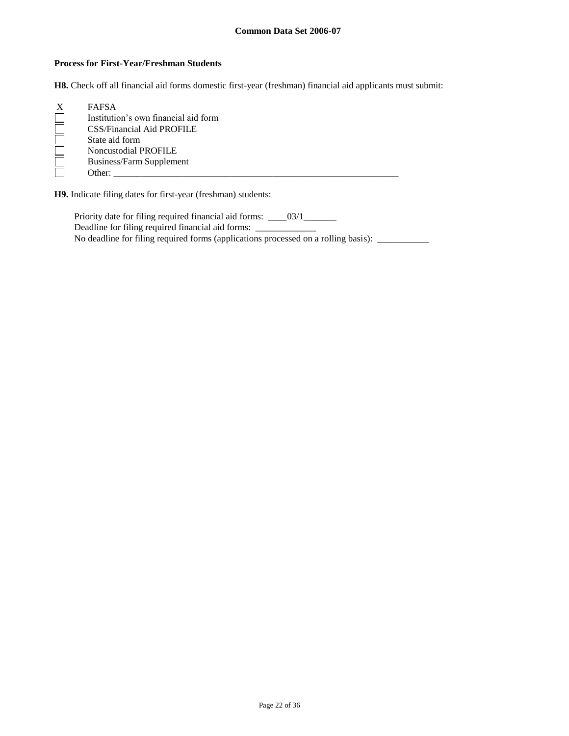**Process for First-Year/Freshman Students**

**H8.** Check off all financial aid forms domestic first-year (freshman) financial aid applicants must submit:

- X FAFSA
- ☐ Institution's own financial aid form
- ☐ CSS/Financial Aid PROFILE
- ☐ State aid form
- ☐ Noncustodial PROFILE
- ☐ Business/Farm Supplement
- ☐ Other: ________________________________________________________________

**H9.** Indicate filing dates for first-year (freshman) students:

Priority date for filing required financial aid forms: ____03/1_______

Deadline for filing required financial aid forms: _____________

No deadline for filing required forms (applications processed on a rolling basis): ___________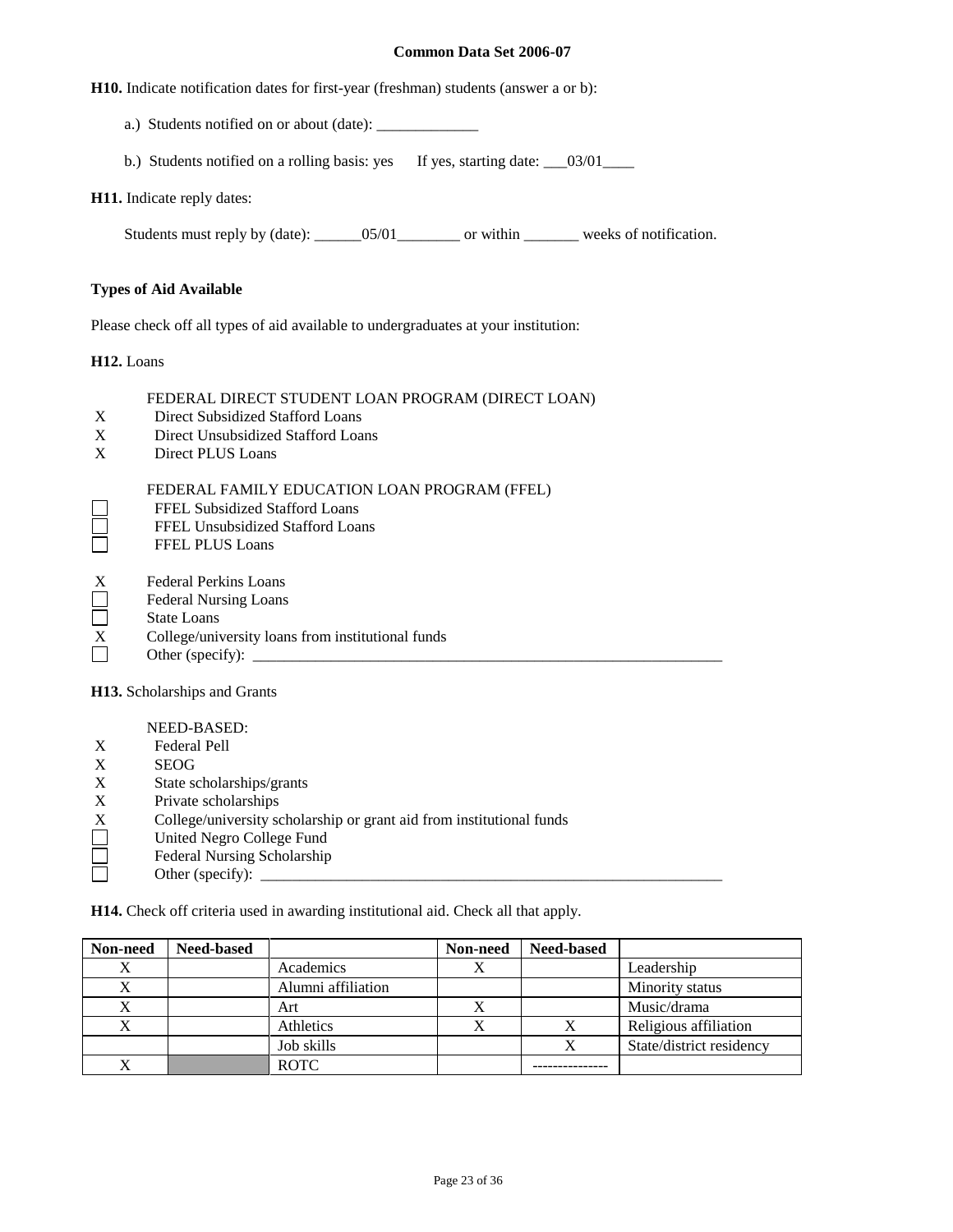**H10.** Indicate notification dates for first-year (freshman) students (answer a or b):

a.) Students notified on or about (date): _____________

b.) Students notified on a rolling basis: yes   If yes, starting date: ___03/01____

**H11.** Indicate reply dates:

Students must reply by (date): ______05/01________ or within _______ weeks of notification.

**Types of Aid Available**

Please check off all types of aid available to undergraduates at your institution:

**H12.** Loans

FEDERAL DIRECT STUDENT LOAN PROGRAM (DIRECT LOAN)

- X Direct Subsidized Stafford Loans
- X Direct Unsubsidized Stafford Loans
- X Direct PLUS Loans

FEDERAL FAMILY EDUCATION LOAN PROGRAM (FFEL)

- ☐ FFEL Subsidized Stafford Loans
- ☐ FFEL Unsubsidized Stafford Loans
- ☐ FFEL PLUS Loans

- X Federal Perkins Loans
- ☐ Federal Nursing Loans
- ☐ State Loans
- X College/university loans from institutional funds
- ☐ Other (specify): _______________________________________________________________

**H13.** Scholarships and Grants

NEED-BASED:

- X Federal Pell
- X SEOG
- X State scholarships/grants
- X Private scholarships
- X College/university scholarship or grant aid from institutional funds
- ☐ United Negro College Fund
- ☐ Federal Nursing Scholarship
- ☐ Other (specify): _______________________________________________________________

**H14.** Check off criteria used in awarding institutional aid. Check all that apply.

| Non-need | Need-based | | Non-need | Need-based | |
|---|---|---|---|---|---|
| X | | Academics | X | | Leadership |
| X | | Alumni affiliation | | | Minority status |
| X | | Art | X | | Music/drama |
| X | | Athletics | X | X | Religious affiliation |
| | | Job skills | | X | State/district residency |
| X | | ROTC | | --------------- | |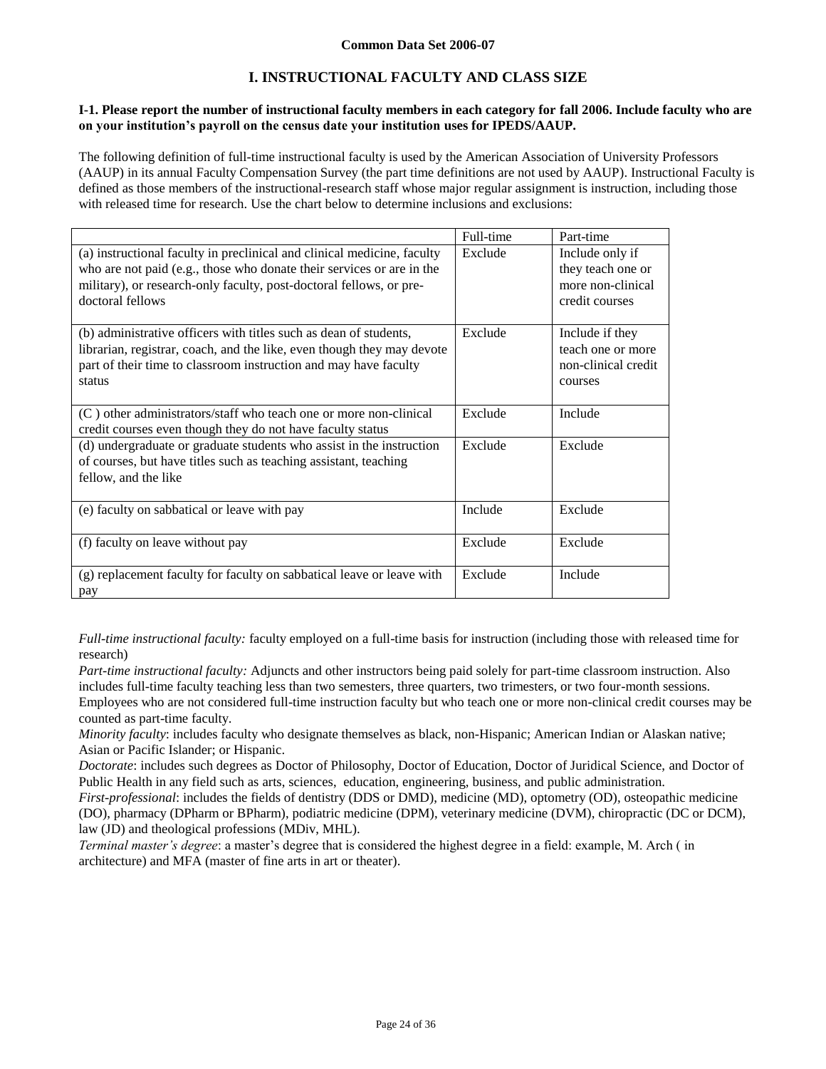## I. INSTRUCTIONAL FACULTY AND CLASS SIZE

**I-1. Please report the number of instructional faculty members in each category for fall 2006. Include faculty who are on your institution's payroll on the census date your institution uses for IPEDS/AAUP.**

The following definition of full-time instructional faculty is used by the American Association of University Professors (AAUP) in its annual Faculty Compensation Survey (the part time definitions are not used by AAUP). Instructional Faculty is defined as those members of the instructional-research staff whose major regular assignment is instruction, including those with released time for research. Use the chart below to determine inclusions and exclusions:

| | Full-time | Part-time |
|---|---|---|
| (a) instructional faculty in preclinical and clinical medicine, faculty who are not paid (e.g., those who donate their services or are in the military), or research-only faculty, post-doctoral fellows, or pre-doctoral fellows | Exclude | Include only if they teach one or more non-clinical credit courses |
| (b) administrative officers with titles such as dean of students, librarian, registrar, coach, and the like, even though they may devote part of their time to classroom instruction and may have faculty status | Exclude | Include if they teach one or more non-clinical credit courses |
| (C ) other administrators/staff who teach one or more non-clinical credit courses even though they do not have faculty status | Exclude | Include |
| (d) undergraduate or graduate students who assist in the instruction of courses, but have titles such as teaching assistant, teaching fellow, and the like | Exclude | Exclude |
| (e) faculty on sabbatical or leave with pay | Include | Exclude |
| (f) faculty on leave without pay | Exclude | Exclude |
| (g) replacement faculty for faculty on sabbatical leave or leave with pay | Exclude | Include |

*Full-time instructional faculty:* faculty employed on a full-time basis for instruction (including those with released time for research)

*Part-time instructional faculty:* Adjuncts and other instructors being paid solely for part-time classroom instruction. Also includes full-time faculty teaching less than two semesters, three quarters, two trimesters, or two four-month sessions. Employees who are not considered full-time instruction faculty but who teach one or more non-clinical credit courses may be counted as part-time faculty.

*Minority faculty*: includes faculty who designate themselves as black, non-Hispanic; American Indian or Alaskan native; Asian or Pacific Islander; or Hispanic.

*Doctorate*: includes such degrees as Doctor of Philosophy, Doctor of Education, Doctor of Juridical Science, and Doctor of Public Health in any field such as arts, sciences, education, engineering, business, and public administration.

*First-professional*: includes the fields of dentistry (DDS or DMD), medicine (MD), optometry (OD), osteopathic medicine (DO), pharmacy (DPharm or BPharm), podiatric medicine (DPM), veterinary medicine (DVM), chiropractic (DC or DCM), law (JD) and theological professions (MDiv, MHL).

*Terminal master's degree*: a master's degree that is considered the highest degree in a field: example, M. Arch ( in architecture) and MFA (master of fine arts in art or theater).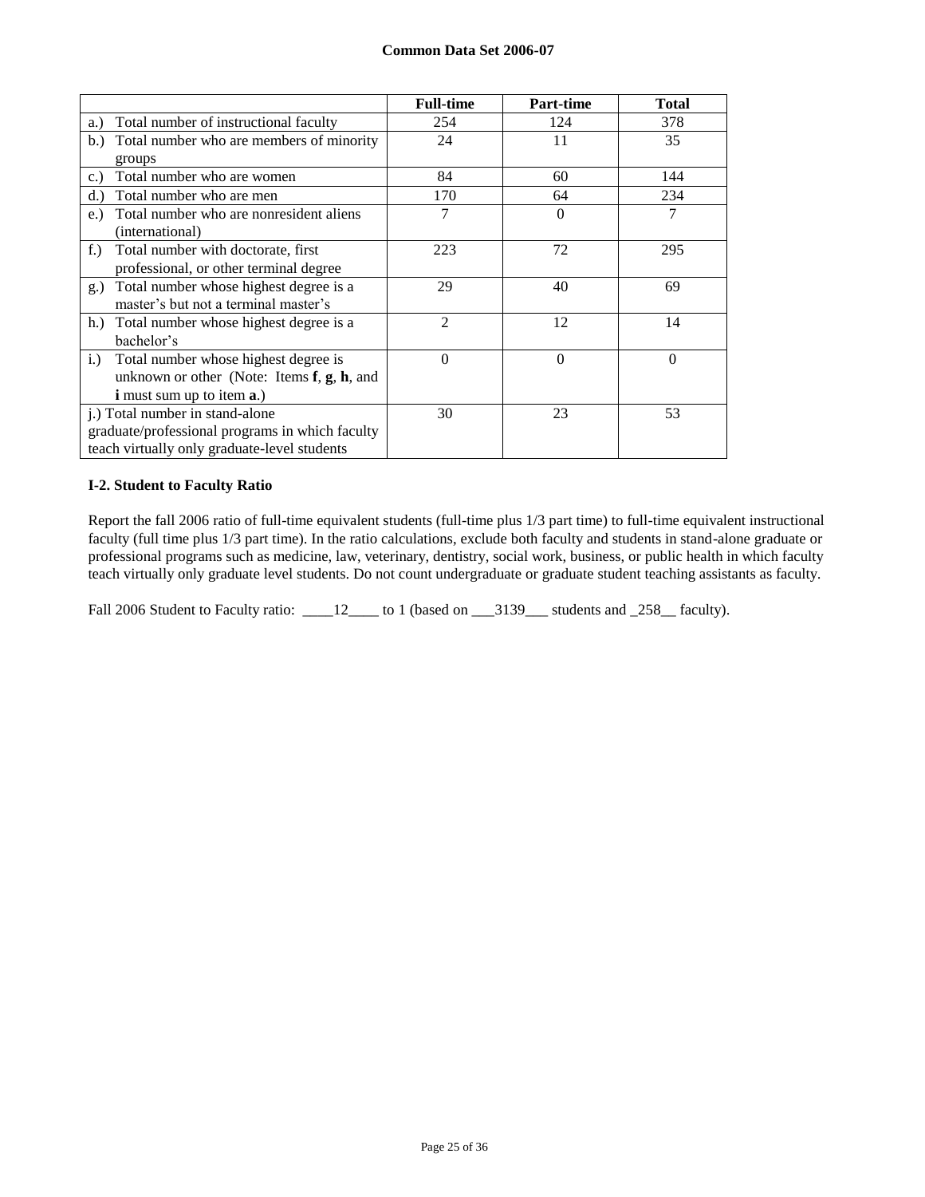| | Full-time | Part-time | Total |
|---|---|---|---|
| a.) Total number of instructional faculty | 254 | 124 | 378 |
| b.) Total number who are members of minority groups | 24 | 11 | 35 |
| c.) Total number who are women | 84 | 60 | 144 |
| d.) Total number who are men | 170 | 64 | 234 |
| e.) Total number who are nonresident aliens (international) | 7 | 0 | 7 |
| f.) Total number with doctorate, first professional, or other terminal degree | 223 | 72 | 295 |
| g.) Total number whose highest degree is a master's but not a terminal master's | 29 | 40 | 69 |
| h.) Total number whose highest degree is a bachelor's | 2 | 12 | 14 |
| i.) Total number whose highest degree is unknown or other (Note: Items **f**, **g**, **h**, and **i** must sum up to item **a**.) | 0 | 0 | 0 |
| j.) Total number in stand-alone graduate/professional programs in which faculty teach virtually only graduate-level students | 30 | 23 | 53 |

**I-2. Student to Faculty Ratio**

Report the fall 2006 ratio of full-time equivalent students (full-time plus 1/3 part time) to full-time equivalent instructional faculty (full time plus 1/3 part time). In the ratio calculations, exclude both faculty and students in stand-alone graduate or professional programs such as medicine, law, veterinary, dentistry, social work, business, or public health in which faculty teach virtually only graduate level students. Do not count undergraduate or graduate student teaching assistants as faculty.

Fall 2006 Student to Faculty ratio: \_\_\_\_12\_\_\_\_ to 1 (based on \_\_\_3139\_\_\_ students and \_258\_\_ faculty).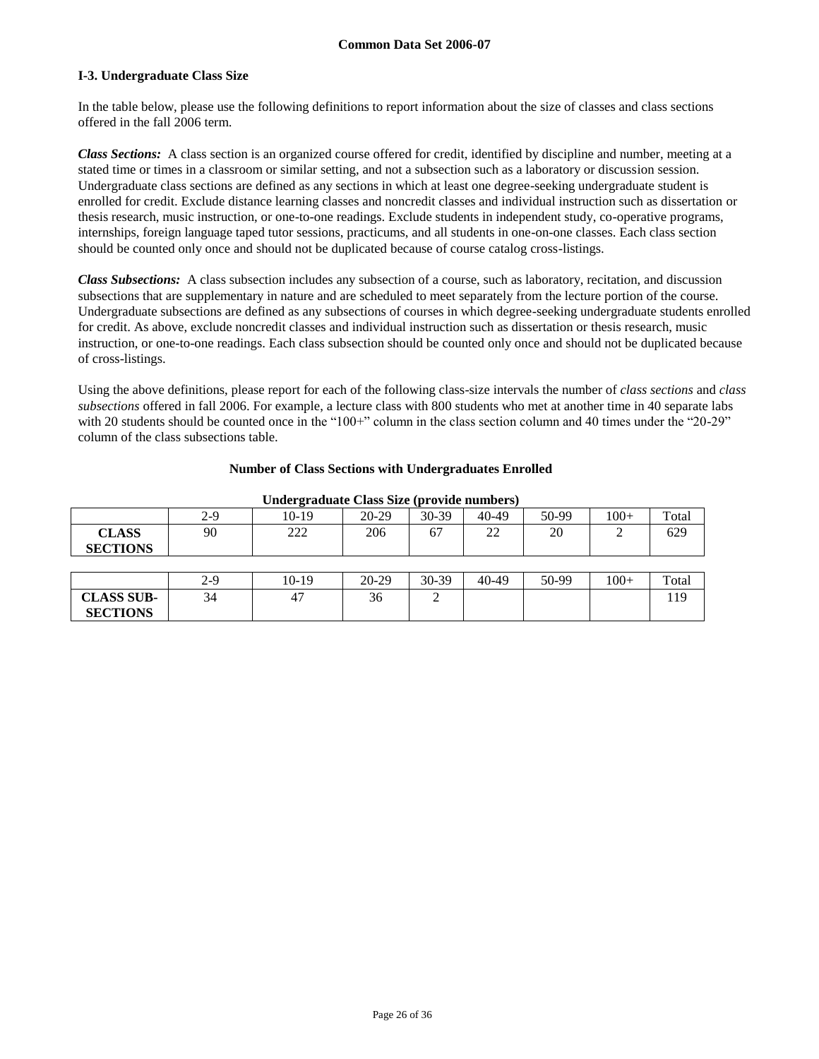## I-3. Undergraduate Class Size

In the table below, please use the following definitions to report information about the size of classes and class sections offered in the fall 2006 term.

***Class Sections:*** A class section is an organized course offered for credit, identified by discipline and number, meeting at a stated time or times in a classroom or similar setting, and not a subsection such as a laboratory or discussion session. Undergraduate class sections are defined as any sections in which at least one degree-seeking undergraduate student is enrolled for credit. Exclude distance learning classes and noncredit classes and individual instruction such as dissertation or thesis research, music instruction, or one-to-one readings. Exclude students in independent study, co-operative programs, internships, foreign language taped tutor sessions, practicums, and all students in one-on-one classes. Each class section should be counted only once and should not be duplicated because of course catalog cross-listings.

***Class Subsections:*** A class subsection includes any subsection of a course, such as laboratory, recitation, and discussion subsections that are supplementary in nature and are scheduled to meet separately from the lecture portion of the course. Undergraduate subsections are defined as any subsections of courses in which degree-seeking undergraduate students enrolled for credit. As above, exclude noncredit classes and individual instruction such as dissertation or thesis research, music instruction, or one-to-one readings. Each class subsection should be counted only once and should not be duplicated because of cross-listings.

Using the above definitions, please report for each of the following class-size intervals the number of *class sections* and *class subsections* offered in fall 2006. For example, a lecture class with 800 students who met at another time in 40 separate labs with 20 students should be counted once in the "100+" column in the class section column and 40 times under the "20-29" column of the class subsections table.

**Number of Class Sections with Undergraduates Enrolled**

**Undergraduate Class Size (provide numbers)**

| | 2-9 | 10-19 | 20-29 | 30-39 | 40-49 | 50-99 | 100+ | Total |
|---|---|---|---|---|---|---|---|---|
| **CLASS SECTIONS** | 90 | 222 | 206 | 67 | 22 | 20 | 2 | 629 |

| | 2-9 | 10-19 | 20-29 | 30-39 | 40-49 | 50-99 | 100+ | Total |
|---|---|---|---|---|---|---|---|---|
| **CLASS SUB-SECTIONS** | 34 | 47 | 36 | 2 | | | | 119 |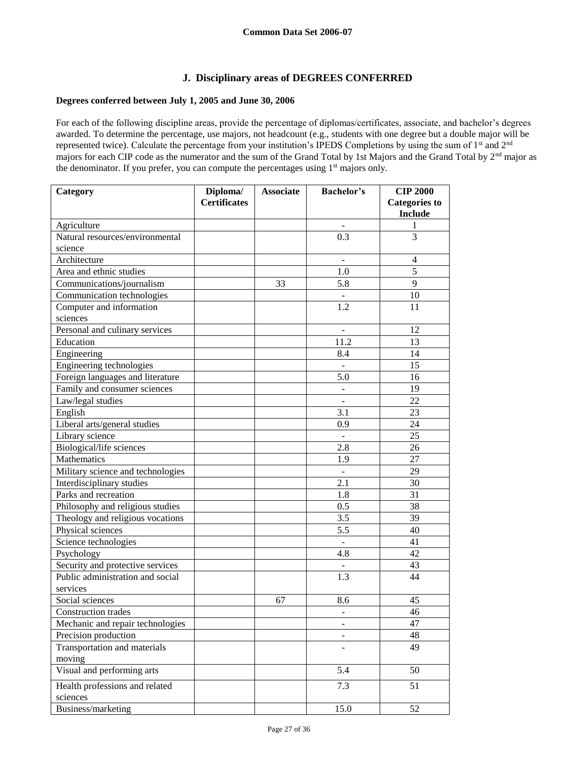## J. Disciplinary areas of DEGREES CONFERRED

**Degrees conferred between July 1, 2005 and June 30, 2006**

For each of the following discipline areas, provide the percentage of diplomas/certificates, associate, and bachelor's degrees awarded. To determine the percentage, use majors, not headcount (e.g., students with one degree but a double major will be represented twice). Calculate the percentage from your institution's IPEDS Completions by using the sum of 1st and 2nd majors for each CIP code as the numerator and the sum of the Grand Total by 1st Majors and the Grand Total by 2nd major as the denominator. If you prefer, you can compute the percentages using 1st majors only.

| Category | Diploma/ Certificates | Associate | Bachelor's | CIP 2000 Categories to Include |
|---|---|---|---|---|
| Agriculture | | | - | 1 |
| Natural resources/environmental science | | | 0.3 | 3 |
| Architecture | | | - | 4 |
| Area and ethnic studies | | | 1.0 | 5 |
| Communications/journalism | | 33 | 5.8 | 9 |
| Communication technologies | | | - | 10 |
| Computer and information sciences | | | 1.2 | 11 |
| Personal and culinary services | | | - | 12 |
| Education | | | 11.2 | 13 |
| Engineering | | | 8.4 | 14 |
| Engineering technologies | | | - | 15 |
| Foreign languages and literature | | | 5.0 | 16 |
| Family and consumer sciences | | | - | 19 |
| Law/legal studies | | | - | 22 |
| English | | | 3.1 | 23 |
| Liberal arts/general studies | | | 0.9 | 24 |
| Library science | | | - | 25 |
| Biological/life sciences | | | 2.8 | 26 |
| Mathematics | | | 1.9 | 27 |
| Military science and technologies | | | - | 29 |
| Interdisciplinary studies | | | 2.1 | 30 |
| Parks and recreation | | | 1.8 | 31 |
| Philosophy and religious studies | | | 0.5 | 38 |
| Theology and religious vocations | | | 3.5 | 39 |
| Physical sciences | | | 5.5 | 40 |
| Science technologies | | | - | 41 |
| Psychology | | | 4.8 | 42 |
| Security and protective services | | | - | 43 |
| Public administration and social services | | | 1.3 | 44 |
| Social sciences | | 67 | 8.6 | 45 |
| Construction trades | | | - | 46 |
| Mechanic and repair technologies | | | - | 47 |
| Precision production | | | - | 48 |
| Transportation and materials moving | | | - | 49 |
| Visual and performing arts | | | 5.4 | 50 |
| Health professions and related sciences | | | 7.3 | 51 |
| Business/marketing | | | 15.0 | 52 |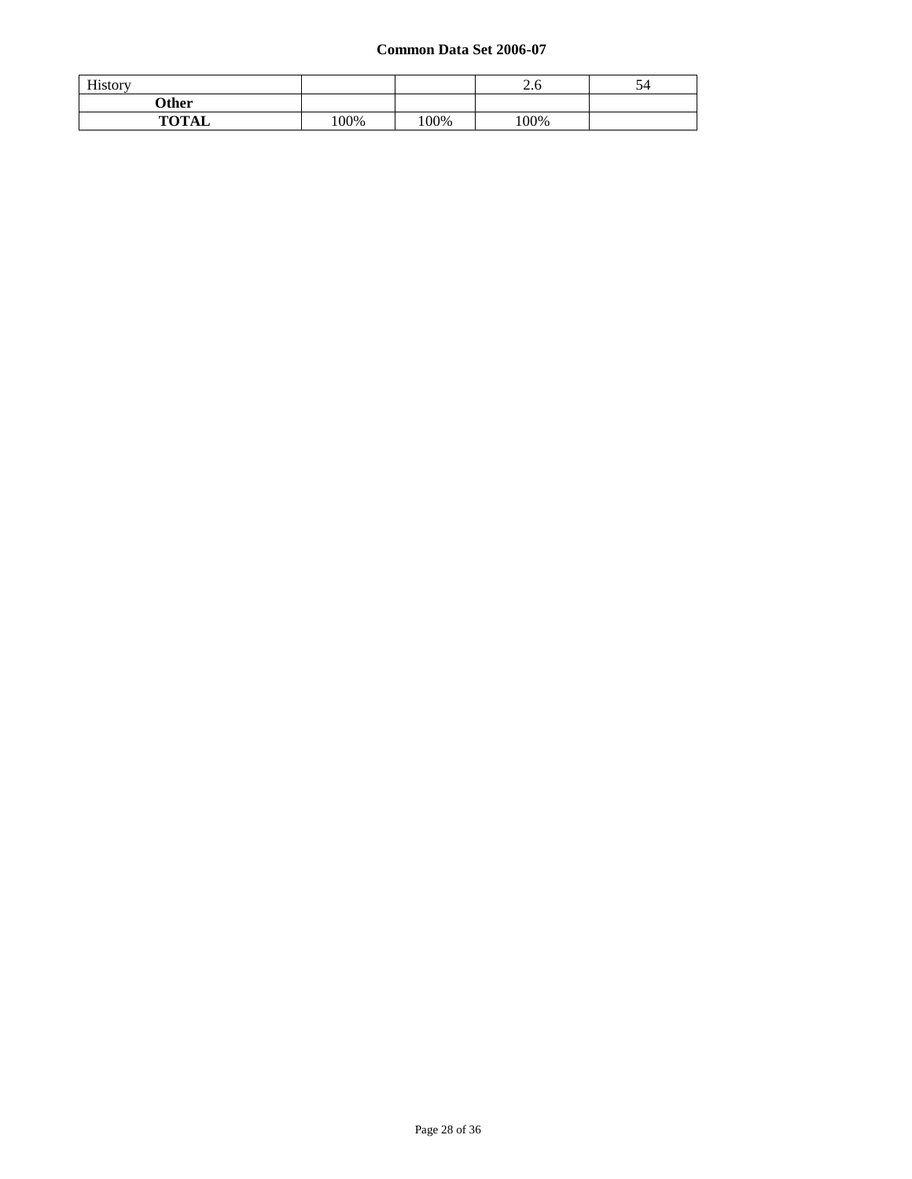| History | | | 2.6 | 54 |
|---|---|---|---|---|
| **Other** | | | | |
| **TOTAL** | 100% | 100% | 100% | |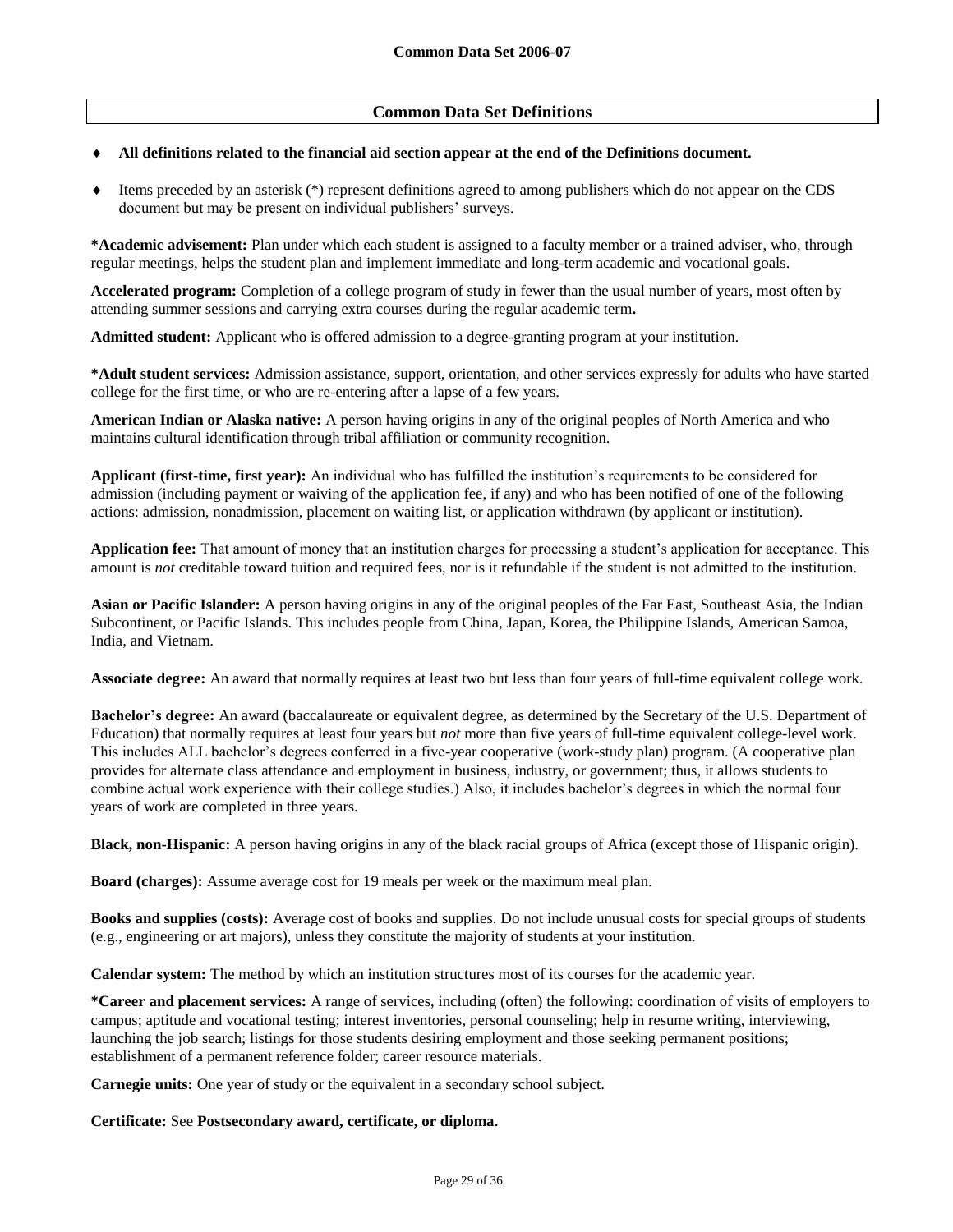**Common Data Set 2006-07**

## Common Data Set Definitions

- **All definitions related to the financial aid section appear at the end of the Definitions document.**
- Items preceded by an asterisk (*) represent definitions agreed to among publishers which do not appear on the CDS document but may be present on individual publishers' surveys.

**\*Academic advisement:** Plan under which each student is assigned to a faculty member or a trained adviser, who, through regular meetings, helps the student plan and implement immediate and long-term academic and vocational goals.

**Accelerated program:** Completion of a college program of study in fewer than the usual number of years, most often by attending summer sessions and carrying extra courses during the regular academic term**.**

**Admitted student:** Applicant who is offered admission to a degree-granting program at your institution.

**\*Adult student services:** Admission assistance, support, orientation, and other services expressly for adults who have started college for the first time, or who are re-entering after a lapse of a few years.

**American Indian or Alaska native:** A person having origins in any of the original peoples of North America and who maintains cultural identification through tribal affiliation or community recognition.

**Applicant (first-time, first year):** An individual who has fulfilled the institution's requirements to be considered for admission (including payment or waiving of the application fee, if any) and who has been notified of one of the following actions: admission, nonadmission, placement on waiting list, or application withdrawn (by applicant or institution).

**Application fee:** That amount of money that an institution charges for processing a student's application for acceptance. This amount is *not* creditable toward tuition and required fees, nor is it refundable if the student is not admitted to the institution.

**Asian or Pacific Islander:** A person having origins in any of the original peoples of the Far East, Southeast Asia, the Indian Subcontinent, or Pacific Islands. This includes people from China, Japan, Korea, the Philippine Islands, American Samoa, India, and Vietnam.

**Associate degree:** An award that normally requires at least two but less than four years of full-time equivalent college work.

**Bachelor's degree:** An award (baccalaureate or equivalent degree, as determined by the Secretary of the U.S. Department of Education) that normally requires at least four years but *not* more than five years of full-time equivalent college-level work. This includes ALL bachelor's degrees conferred in a five-year cooperative (work-study plan) program. (A cooperative plan provides for alternate class attendance and employment in business, industry, or government; thus, it allows students to combine actual work experience with their college studies.) Also, it includes bachelor's degrees in which the normal four years of work are completed in three years.

**Black, non-Hispanic:** A person having origins in any of the black racial groups of Africa (except those of Hispanic origin).

**Board (charges):** Assume average cost for 19 meals per week or the maximum meal plan.

**Books and supplies (costs):** Average cost of books and supplies. Do not include unusual costs for special groups of students (e.g., engineering or art majors), unless they constitute the majority of students at your institution.

**Calendar system:** The method by which an institution structures most of its courses for the academic year.

**\*Career and placement services:** A range of services, including (often) the following: coordination of visits of employers to campus; aptitude and vocational testing; interest inventories, personal counseling; help in resume writing, interviewing, launching the job search; listings for those students desiring employment and those seeking permanent positions; establishment of a permanent reference folder; career resource materials.

**Carnegie units:** One year of study or the equivalent in a secondary school subject.

**Certificate:** See **Postsecondary award, certificate, or diploma.**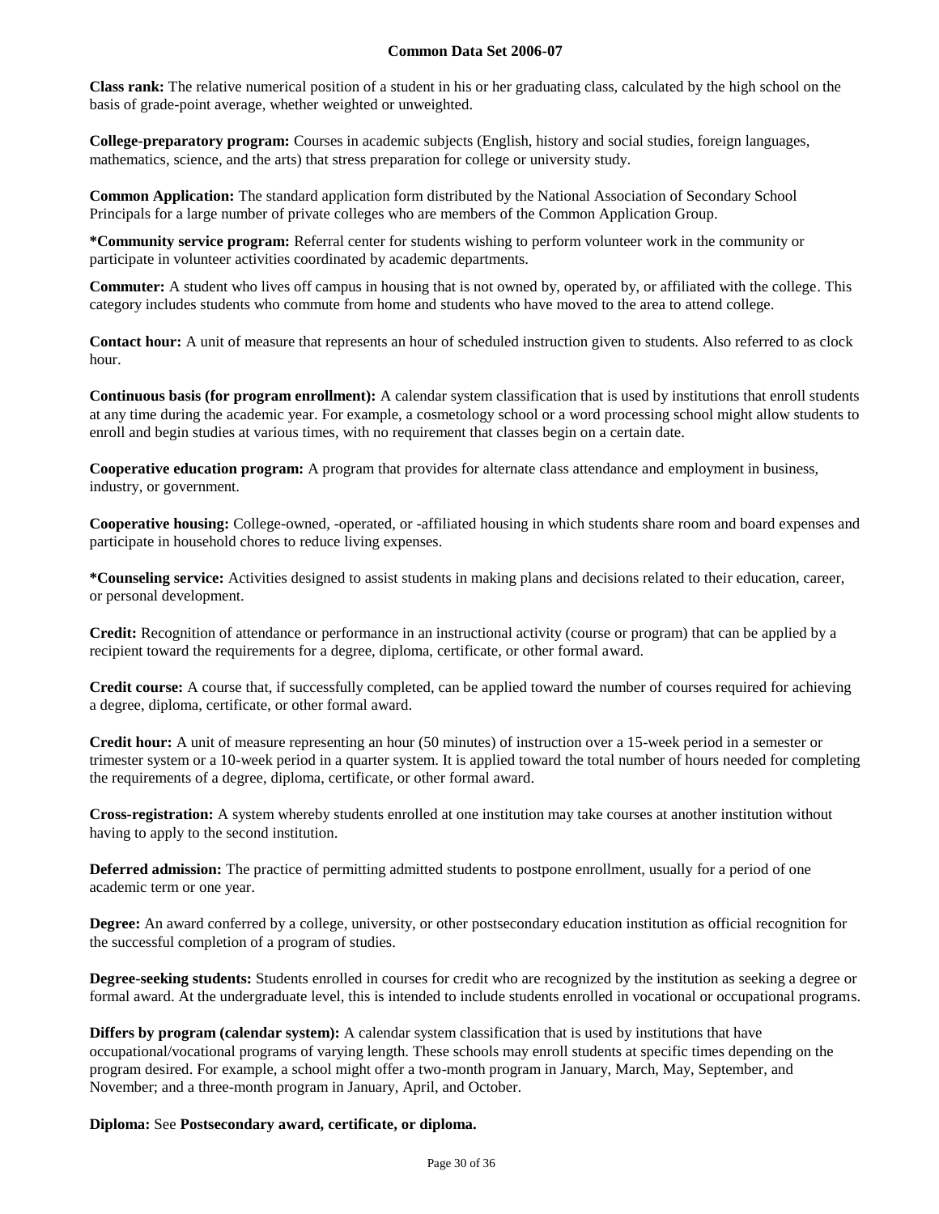**Class rank:** The relative numerical position of a student in his or her graduating class, calculated by the high school on the basis of grade-point average, whether weighted or unweighted.

**College-preparatory program:** Courses in academic subjects (English, history and social studies, foreign languages, mathematics, science, and the arts) that stress preparation for college or university study.

**Common Application:** The standard application form distributed by the National Association of Secondary School Principals for a large number of private colleges who are members of the Common Application Group.

***Community service program:** Referral center for students wishing to perform volunteer work in the community or participate in volunteer activities coordinated by academic departments.

**Commuter:** A student who lives off campus in housing that is not owned by, operated by, or affiliated with the college. This category includes students who commute from home and students who have moved to the area to attend college.

**Contact hour:** A unit of measure that represents an hour of scheduled instruction given to students. Also referred to as clock hour.

**Continuous basis (for program enrollment):** A calendar system classification that is used by institutions that enroll students at any time during the academic year. For example, a cosmetology school or a word processing school might allow students to enroll and begin studies at various times, with no requirement that classes begin on a certain date.

**Cooperative education program:** A program that provides for alternate class attendance and employment in business, industry, or government.

**Cooperative housing:** College-owned, -operated, or -affiliated housing in which students share room and board expenses and participate in household chores to reduce living expenses.

***Counseling service:** Activities designed to assist students in making plans and decisions related to their education, career, or personal development.

**Credit:** Recognition of attendance or performance in an instructional activity (course or program) that can be applied by a recipient toward the requirements for a degree, diploma, certificate, or other formal award.

**Credit course:** A course that, if successfully completed, can be applied toward the number of courses required for achieving a degree, diploma, certificate, or other formal award.

**Credit hour:** A unit of measure representing an hour (50 minutes) of instruction over a 15-week period in a semester or trimester system or a 10-week period in a quarter system. It is applied toward the total number of hours needed for completing the requirements of a degree, diploma, certificate, or other formal award.

**Cross-registration:** A system whereby students enrolled at one institution may take courses at another institution without having to apply to the second institution.

**Deferred admission:** The practice of permitting admitted students to postpone enrollment, usually for a period of one academic term or one year.

**Degree:** An award conferred by a college, university, or other postsecondary education institution as official recognition for the successful completion of a program of studies.

**Degree-seeking students:** Students enrolled in courses for credit who are recognized by the institution as seeking a degree or formal award. At the undergraduate level, this is intended to include students enrolled in vocational or occupational programs.

**Differs by program (calendar system):** A calendar system classification that is used by institutions that have occupational/vocational programs of varying length. These schools may enroll students at specific times depending on the program desired. For example, a school might offer a two-month program in January, March, May, September, and November; and a three-month program in January, April, and October.

**Diploma:** See **Postsecondary award, certificate, or diploma.**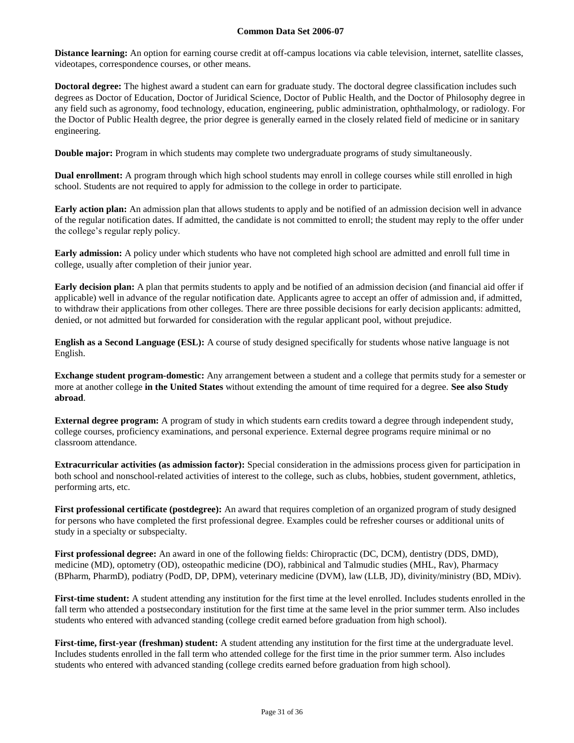**Distance learning:** An option for earning course credit at off-campus locations via cable television, internet, satellite classes, videotapes, correspondence courses, or other means.

**Doctoral degree:** The highest award a student can earn for graduate study. The doctoral degree classification includes such degrees as Doctor of Education, Doctor of Juridical Science, Doctor of Public Health, and the Doctor of Philosophy degree in any field such as agronomy, food technology, education, engineering, public administration, ophthalmology, or radiology. For the Doctor of Public Health degree, the prior degree is generally earned in the closely related field of medicine or in sanitary engineering.

**Double major:** Program in which students may complete two undergraduate programs of study simultaneously.

**Dual enrollment:** A program through which high school students may enroll in college courses while still enrolled in high school. Students are not required to apply for admission to the college in order to participate.

**Early action plan:** An admission plan that allows students to apply and be notified of an admission decision well in advance of the regular notification dates. If admitted, the candidate is not committed to enroll; the student may reply to the offer under the college's regular reply policy.

**Early admission:** A policy under which students who have not completed high school are admitted and enroll full time in college, usually after completion of their junior year.

**Early decision plan:** A plan that permits students to apply and be notified of an admission decision (and financial aid offer if applicable) well in advance of the regular notification date. Applicants agree to accept an offer of admission and, if admitted, to withdraw their applications from other colleges. There are three possible decisions for early decision applicants: admitted, denied, or not admitted but forwarded for consideration with the regular applicant pool, without prejudice.

**English as a Second Language (ESL):** A course of study designed specifically for students whose native language is not English.

**Exchange student program-domestic:** Any arrangement between a student and a college that permits study for a semester or more at another college **in the United States** without extending the amount of time required for a degree. **See also Study abroad**.

**External degree program:** A program of study in which students earn credits toward a degree through independent study, college courses, proficiency examinations, and personal experience. External degree programs require minimal or no classroom attendance.

**Extracurricular activities (as admission factor):** Special consideration in the admissions process given for participation in both school and nonschool-related activities of interest to the college, such as clubs, hobbies, student government, athletics, performing arts, etc.

**First professional certificate (postdegree):** An award that requires completion of an organized program of study designed for persons who have completed the first professional degree. Examples could be refresher courses or additional units of study in a specialty or subspecialty.

**First professional degree:** An award in one of the following fields: Chiropractic (DC, DCM), dentistry (DDS, DMD), medicine (MD), optometry (OD), osteopathic medicine (DO), rabbinical and Talmudic studies (MHL, Rav), Pharmacy (BPharm, PharmD), podiatry (PodD, DP, DPM), veterinary medicine (DVM), law (LLB, JD), divinity/ministry (BD, MDiv).

**First-time student:** A student attending any institution for the first time at the level enrolled. Includes students enrolled in the fall term who attended a postsecondary institution for the first time at the same level in the prior summer term. Also includes students who entered with advanced standing (college credit earned before graduation from high school).

**First-time, first-year (freshman) student:** A student attending any institution for the first time at the undergraduate level. Includes students enrolled in the fall term who attended college for the first time in the prior summer term. Also includes students who entered with advanced standing (college credits earned before graduation from high school).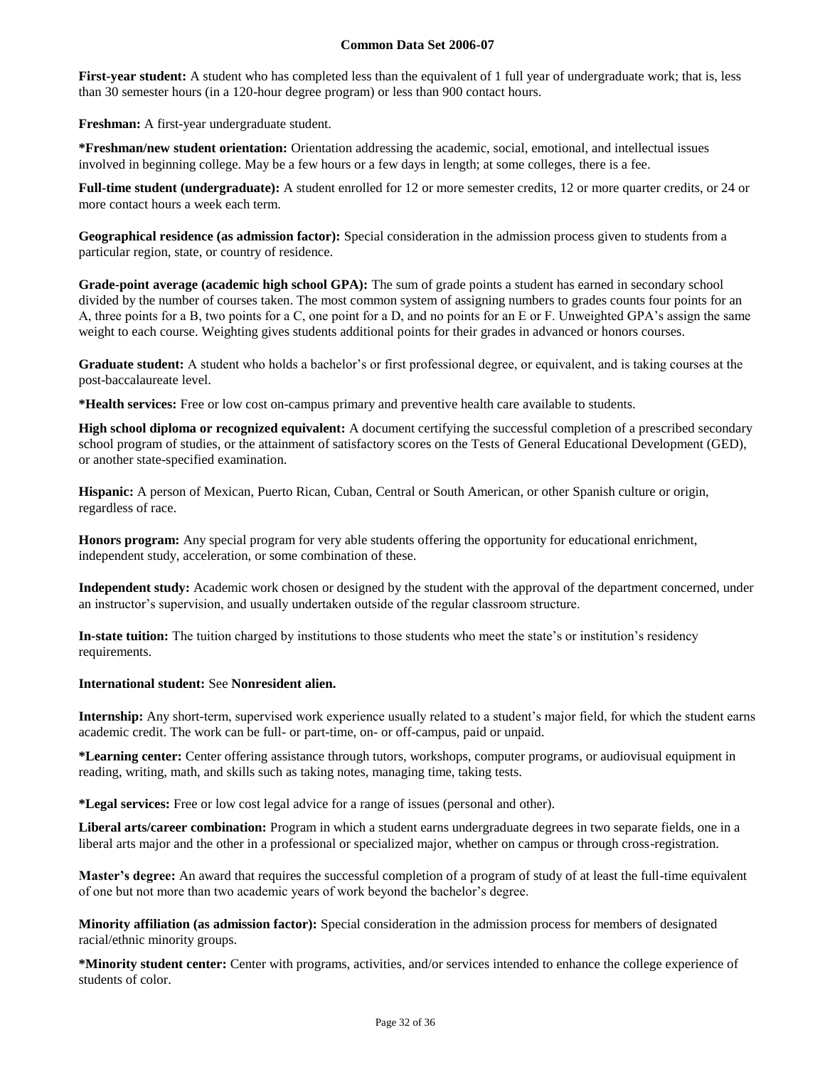**First-year student:** A student who has completed less than the equivalent of 1 full year of undergraduate work; that is, less than 30 semester hours (in a 120-hour degree program) or less than 900 contact hours.

**Freshman:** A first-year undergraduate student.

***Freshman/new student orientation:** Orientation addressing the academic, social, emotional, and intellectual issues involved in beginning college. May be a few hours or a few days in length; at some colleges, there is a fee.

**Full-time student (undergraduate):** A student enrolled for 12 or more semester credits, 12 or more quarter credits, or 24 or more contact hours a week each term.

**Geographical residence (as admission factor):** Special consideration in the admission process given to students from a particular region, state, or country of residence.

**Grade-point average (academic high school GPA):** The sum of grade points a student has earned in secondary school divided by the number of courses taken. The most common system of assigning numbers to grades counts four points for an A, three points for a B, two points for a C, one point for a D, and no points for an E or F. Unweighted GPA's assign the same weight to each course. Weighting gives students additional points for their grades in advanced or honors courses.

**Graduate student:** A student who holds a bachelor's or first professional degree, or equivalent, and is taking courses at the post-baccalaureate level.

***Health services:** Free or low cost on-campus primary and preventive health care available to students.

**High school diploma or recognized equivalent:** A document certifying the successful completion of a prescribed secondary school program of studies, or the attainment of satisfactory scores on the Tests of General Educational Development (GED), or another state-specified examination.

**Hispanic:** A person of Mexican, Puerto Rican, Cuban, Central or South American, or other Spanish culture or origin, regardless of race.

**Honors program:** Any special program for very able students offering the opportunity for educational enrichment, independent study, acceleration, or some combination of these.

**Independent study:** Academic work chosen or designed by the student with the approval of the department concerned, under an instructor's supervision, and usually undertaken outside of the regular classroom structure.

**In-state tuition:** The tuition charged by institutions to those students who meet the state's or institution's residency requirements.

**International student:** See **Nonresident alien.**

**Internship:** Any short-term, supervised work experience usually related to a student's major field, for which the student earns academic credit. The work can be full- or part-time, on- or off-campus, paid or unpaid.

***Learning center:** Center offering assistance through tutors, workshops, computer programs, or audiovisual equipment in reading, writing, math, and skills such as taking notes, managing time, taking tests.

***Legal services:** Free or low cost legal advice for a range of issues (personal and other).

**Liberal arts/career combination:** Program in which a student earns undergraduate degrees in two separate fields, one in a liberal arts major and the other in a professional or specialized major, whether on campus or through cross-registration.

**Master's degree:** An award that requires the successful completion of a program of study of at least the full-time equivalent of one but not more than two academic years of work beyond the bachelor's degree.

**Minority affiliation (as admission factor):** Special consideration in the admission process for members of designated racial/ethnic minority groups.

***Minority student center:** Center with programs, activities, and/or services intended to enhance the college experience of students of color.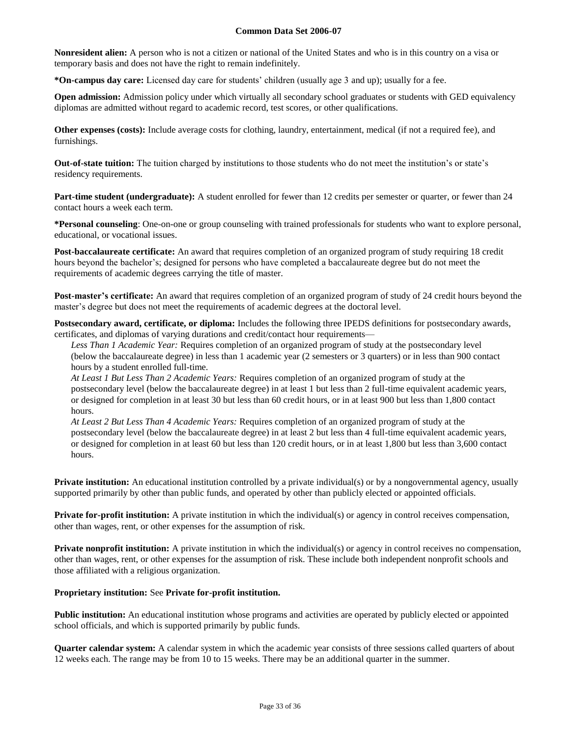**Nonresident alien:** A person who is not a citizen or national of the United States and who is in this country on a visa or temporary basis and does not have the right to remain indefinitely.

***On-campus day care:** Licensed day care for students' children (usually age 3 and up); usually for a fee.

**Open admission:** Admission policy under which virtually all secondary school graduates or students with GED equivalency diplomas are admitted without regard to academic record, test scores, or other qualifications.

**Other expenses (costs):** Include average costs for clothing, laundry, entertainment, medical (if not a required fee), and furnishings.

**Out-of-state tuition:** The tuition charged by institutions to those students who do not meet the institution's or state's residency requirements.

**Part-time student (undergraduate):** A student enrolled for fewer than 12 credits per semester or quarter, or fewer than 24 contact hours a week each term.

***Personal counseling**: One-on-one or group counseling with trained professionals for students who want to explore personal, educational, or vocational issues.

**Post-baccalaureate certificate:** An award that requires completion of an organized program of study requiring 18 credit hours beyond the bachelor's; designed for persons who have completed a baccalaureate degree but do not meet the requirements of academic degrees carrying the title of master.

**Post-master's certificate:** An award that requires completion of an organized program of study of 24 credit hours beyond the master's degree but does not meet the requirements of academic degrees at the doctoral level.

**Postsecondary award, certificate, or diploma:** Includes the following three IPEDS definitions for postsecondary awards, certificates, and diplomas of varying durations and credit/contact hour requirements—

*Less Than 1 Academic Year:* Requires completion of an organized program of study at the postsecondary level (below the baccalaureate degree) in less than 1 academic year (2 semesters or 3 quarters) or in less than 900 contact hours by a student enrolled full-time.

*At Least 1 But Less Than 2 Academic Years:* Requires completion of an organized program of study at the postsecondary level (below the baccalaureate degree) in at least 1 but less than 2 full-time equivalent academic years, or designed for completion in at least 30 but less than 60 credit hours, or in at least 900 but less than 1,800 contact hours.

*At Least 2 But Less Than 4 Academic Years:* Requires completion of an organized program of study at the postsecondary level (below the baccalaureate degree) in at least 2 but less than 4 full-time equivalent academic years, or designed for completion in at least 60 but less than 120 credit hours, or in at least 1,800 but less than 3,600 contact hours.

**Private institution:** An educational institution controlled by a private individual(s) or by a nongovernmental agency, usually supported primarily by other than public funds, and operated by other than publicly elected or appointed officials.

**Private for-profit institution:** A private institution in which the individual(s) or agency in control receives compensation, other than wages, rent, or other expenses for the assumption of risk.

**Private nonprofit institution:** A private institution in which the individual(s) or agency in control receives no compensation, other than wages, rent, or other expenses for the assumption of risk. These include both independent nonprofit schools and those affiliated with a religious organization.

**Proprietary institution:** See **Private for-profit institution.**

**Public institution:** An educational institution whose programs and activities are operated by publicly elected or appointed school officials, and which is supported primarily by public funds.

**Quarter calendar system:** A calendar system in which the academic year consists of three sessions called quarters of about 12 weeks each. The range may be from 10 to 15 weeks. There may be an additional quarter in the summer.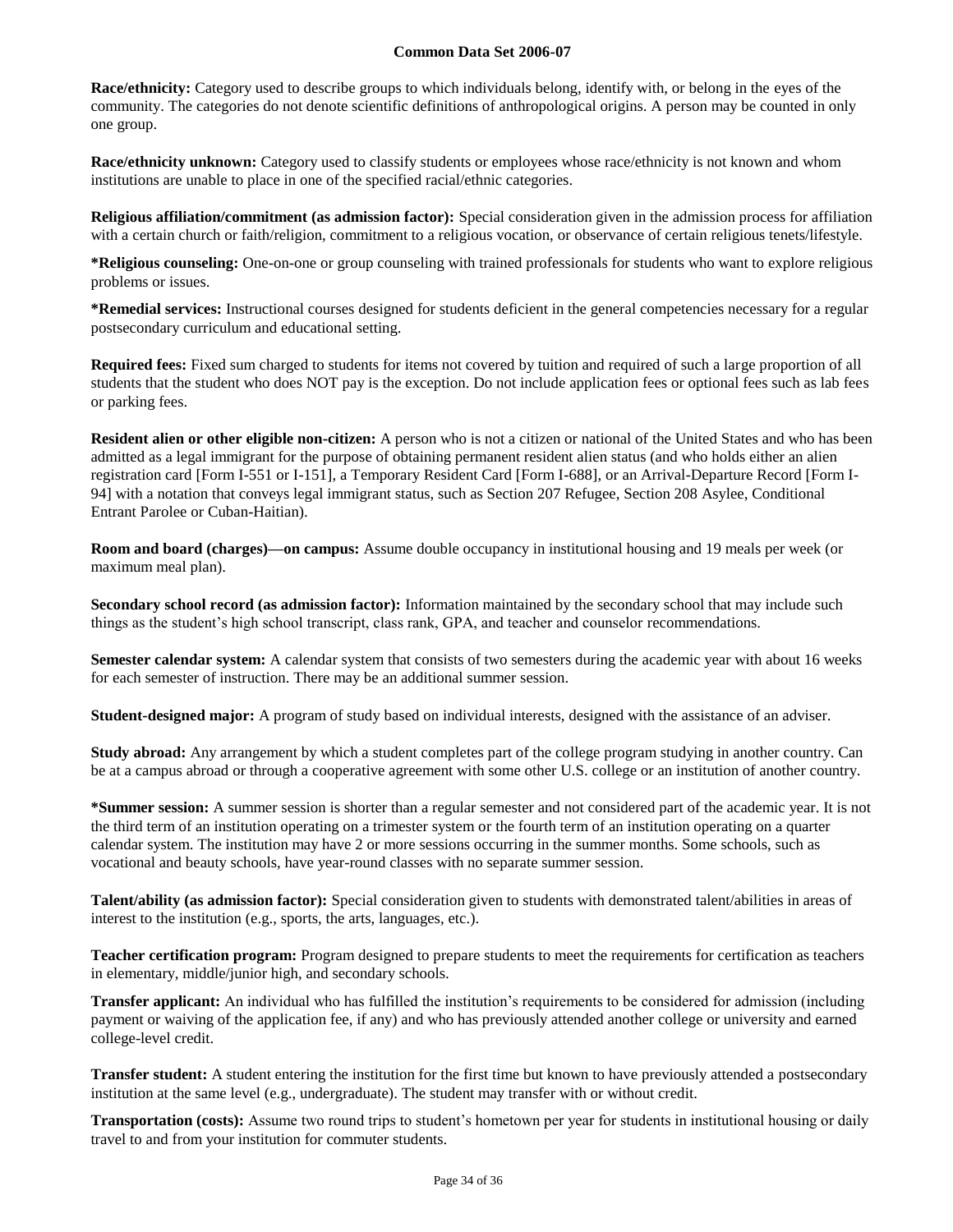**Race/ethnicity:** Category used to describe groups to which individuals belong, identify with, or belong in the eyes of the community. The categories do not denote scientific definitions of anthropological origins. A person may be counted in only one group.

**Race/ethnicity unknown:** Category used to classify students or employees whose race/ethnicity is not known and whom institutions are unable to place in one of the specified racial/ethnic categories.

**Religious affiliation/commitment (as admission factor):** Special consideration given in the admission process for affiliation with a certain church or faith/religion, commitment to a religious vocation, or observance of certain religious tenets/lifestyle.

**\*Religious counseling:** One-on-one or group counseling with trained professionals for students who want to explore religious problems or issues.

**\*Remedial services:** Instructional courses designed for students deficient in the general competencies necessary for a regular postsecondary curriculum and educational setting.

**Required fees:** Fixed sum charged to students for items not covered by tuition and required of such a large proportion of all students that the student who does NOT pay is the exception. Do not include application fees or optional fees such as lab fees or parking fees.

**Resident alien or other eligible non-citizen:** A person who is not a citizen or national of the United States and who has been admitted as a legal immigrant for the purpose of obtaining permanent resident alien status (and who holds either an alien registration card [Form I-551 or I-151], a Temporary Resident Card [Form I-688], or an Arrival-Departure Record [Form I-94] with a notation that conveys legal immigrant status, such as Section 207 Refugee, Section 208 Asylee, Conditional Entrant Parolee or Cuban-Haitian).

**Room and board (charges)—on campus:** Assume double occupancy in institutional housing and 19 meals per week (or maximum meal plan).

**Secondary school record (as admission factor):** Information maintained by the secondary school that may include such things as the student's high school transcript, class rank, GPA, and teacher and counselor recommendations.

**Semester calendar system:** A calendar system that consists of two semesters during the academic year with about 16 weeks for each semester of instruction. There may be an additional summer session.

**Student-designed major:** A program of study based on individual interests, designed with the assistance of an adviser.

**Study abroad:** Any arrangement by which a student completes part of the college program studying in another country. Can be at a campus abroad or through a cooperative agreement with some other U.S. college or an institution of another country.

**\*Summer session:** A summer session is shorter than a regular semester and not considered part of the academic year. It is not the third term of an institution operating on a trimester system or the fourth term of an institution operating on a quarter calendar system. The institution may have 2 or more sessions occurring in the summer months. Some schools, such as vocational and beauty schools, have year-round classes with no separate summer session.

**Talent/ability (as admission factor):** Special consideration given to students with demonstrated talent/abilities in areas of interest to the institution (e.g., sports, the arts, languages, etc.).

**Teacher certification program:** Program designed to prepare students to meet the requirements for certification as teachers in elementary, middle/junior high, and secondary schools.

**Transfer applicant:** An individual who has fulfilled the institution's requirements to be considered for admission (including payment or waiving of the application fee, if any) and who has previously attended another college or university and earned college-level credit.

**Transfer student:** A student entering the institution for the first time but known to have previously attended a postsecondary institution at the same level (e.g., undergraduate). The student may transfer with or without credit.

**Transportation (costs):** Assume two round trips to student's hometown per year for students in institutional housing or daily travel to and from your institution for commuter students.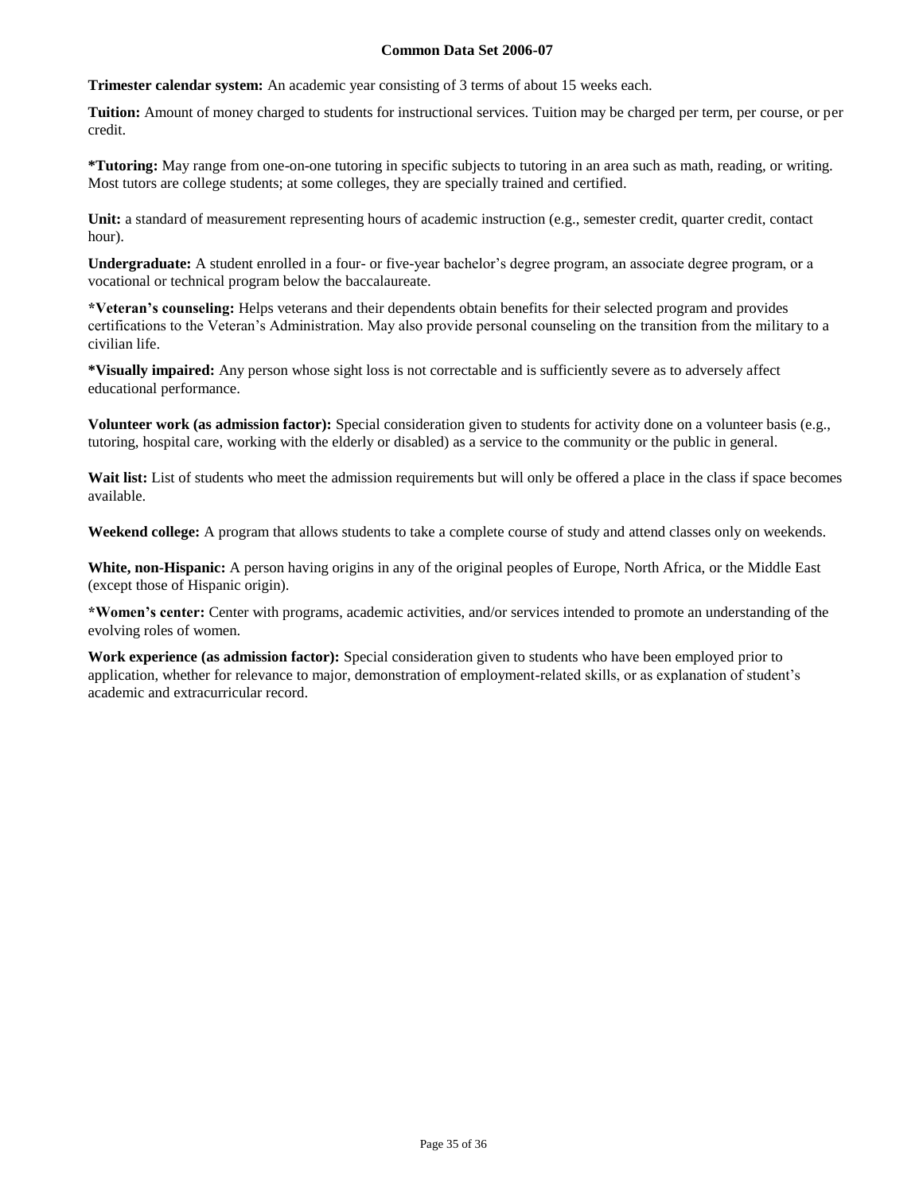**Trimester calendar system:** An academic year consisting of 3 terms of about 15 weeks each.

**Tuition:** Amount of money charged to students for instructional services. Tuition may be charged per term, per course, or per credit.

***Tutoring:** May range from one-on-one tutoring in specific subjects to tutoring in an area such as math, reading, or writing. Most tutors are college students; at some colleges, they are specially trained and certified.

**Unit:** a standard of measurement representing hours of academic instruction (e.g., semester credit, quarter credit, contact hour).

**Undergraduate:** A student enrolled in a four- or five-year bachelor's degree program, an associate degree program, or a vocational or technical program below the baccalaureate.

***Veteran's counseling:** Helps veterans and their dependents obtain benefits for their selected program and provides certifications to the Veteran's Administration. May also provide personal counseling on the transition from the military to a civilian life.

***Visually impaired:** Any person whose sight loss is not correctable and is sufficiently severe as to adversely affect educational performance.

**Volunteer work (as admission factor):** Special consideration given to students for activity done on a volunteer basis (e.g., tutoring, hospital care, working with the elderly or disabled) as a service to the community or the public in general.

**Wait list:** List of students who meet the admission requirements but will only be offered a place in the class if space becomes available.

**Weekend college:** A program that allows students to take a complete course of study and attend classes only on weekends.

**White, non-Hispanic:** A person having origins in any of the original peoples of Europe, North Africa, or the Middle East (except those of Hispanic origin).

***Women's center:** Center with programs, academic activities, and/or services intended to promote an understanding of the evolving roles of women.

**Work experience (as admission factor):** Special consideration given to students who have been employed prior to application, whether for relevance to major, demonstration of employment-related skills, or as explanation of student's academic and extracurricular record.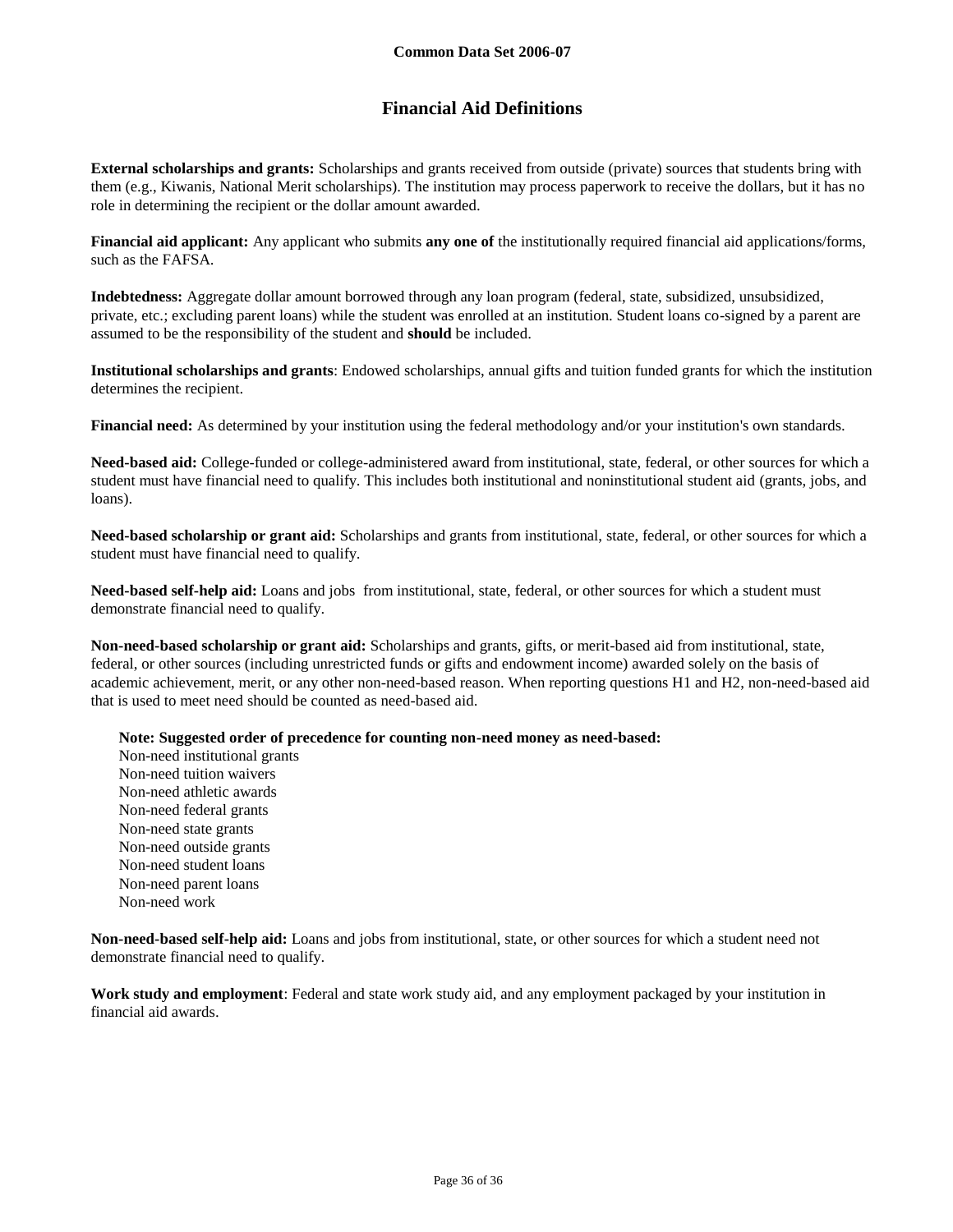# Financial Aid Definitions

**External scholarships and grants:** Scholarships and grants received from outside (private) sources that students bring with them (e.g., Kiwanis, National Merit scholarships). The institution may process paperwork to receive the dollars, but it has no role in determining the recipient or the dollar amount awarded.

**Financial aid applicant:** Any applicant who submits **any one of** the institutionally required financial aid applications/forms, such as the FAFSA.

**Indebtedness:** Aggregate dollar amount borrowed through any loan program (federal, state, subsidized, unsubsidized, private, etc.; excluding parent loans) while the student was enrolled at an institution. Student loans co-signed by a parent are assumed to be the responsibility of the student and **should** be included.

**Institutional scholarships and grants**: Endowed scholarships, annual gifts and tuition funded grants for which the institution determines the recipient.

**Financial need:** As determined by your institution using the federal methodology and/or your institution's own standards.

**Need-based aid:** College-funded or college-administered award from institutional, state, federal, or other sources for which a student must have financial need to qualify. This includes both institutional and noninstitutional student aid (grants, jobs, and loans).

**Need-based scholarship or grant aid:** Scholarships and grants from institutional, state, federal, or other sources for which a student must have financial need to qualify.

**Need-based self-help aid:** Loans and jobs from institutional, state, federal, or other sources for which a student must demonstrate financial need to qualify.

**Non-need-based scholarship or grant aid:** Scholarships and grants, gifts, or merit-based aid from institutional, state, federal, or other sources (including unrestricted funds or gifts and endowment income) awarded solely on the basis of academic achievement, merit, or any other non-need-based reason. When reporting questions H1 and H2, non-need-based aid that is used to meet need should be counted as need-based aid.

**Note: Suggested order of precedence for counting non-need money as need-based:**
Non-need institutional grants
Non-need tuition waivers
Non-need athletic awards
Non-need federal grants
Non-need state grants
Non-need outside grants
Non-need student loans
Non-need parent loans
Non-need work

**Non-need-based self-help aid:** Loans and jobs from institutional, state, or other sources for which a student need not demonstrate financial need to qualify.

**Work study and employment**: Federal and state work study aid, and any employment packaged by your institution in financial aid awards.